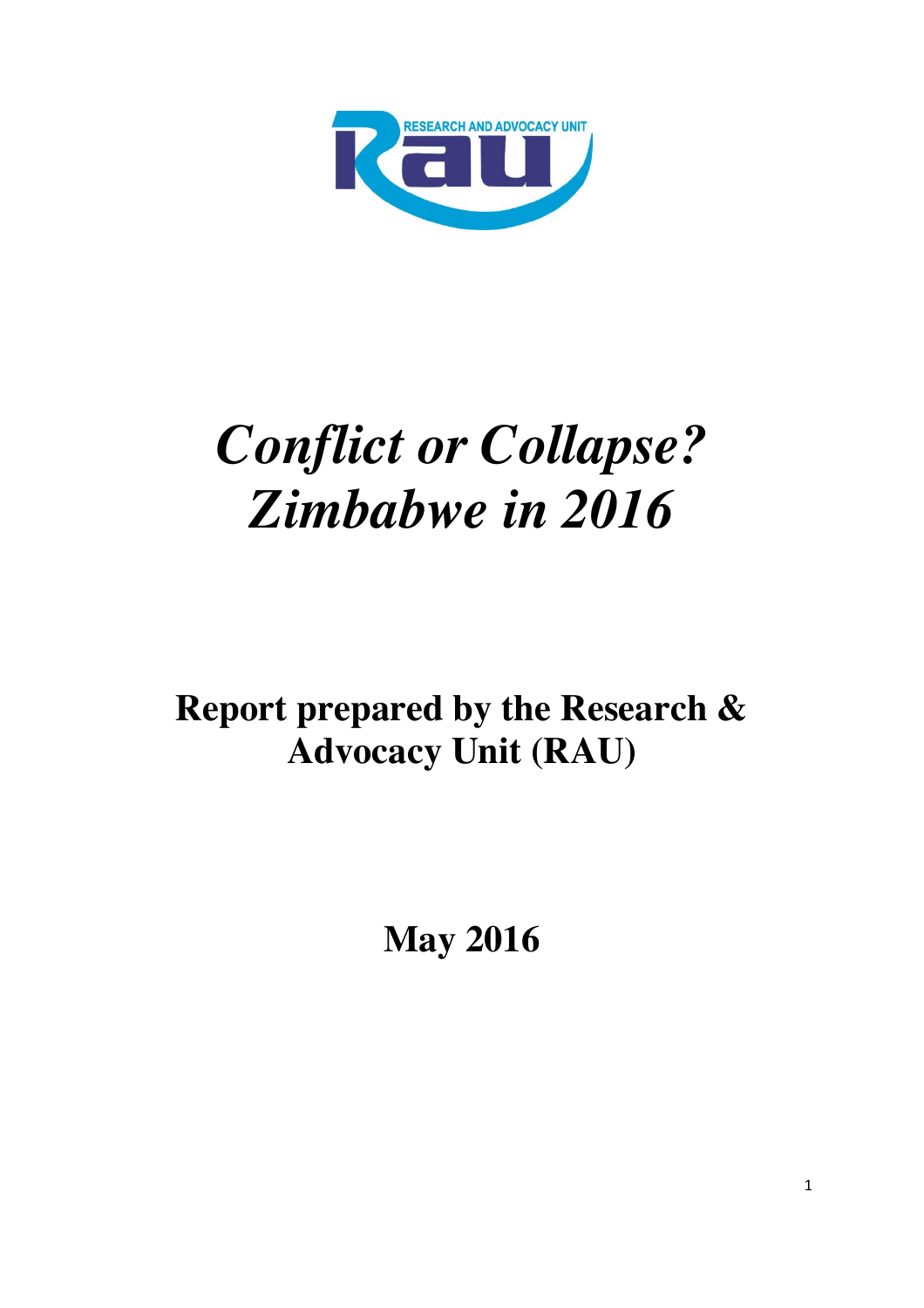RESEARCH AND ADVOCACY UNIT

# *Conflict or Collapse? Zimbabwe in 2016*

## Report prepared by the Research & Advocacy Unit (RAU)

## May 2016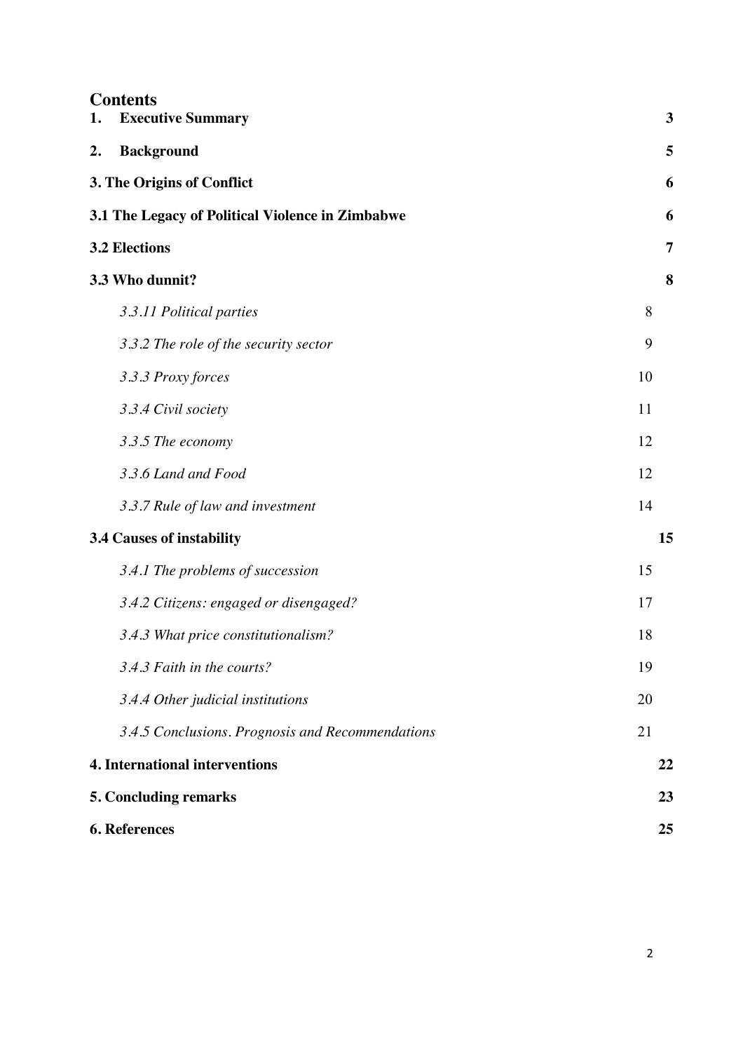# Contents

| | |
|---|---|
| **1. Executive Summary** | **3** |
| **2. Background** | **5** |
| **3. The Origins of Conflict** | **6** |
| **3.1 The Legacy of Political Violence in Zimbabwe** | **6** |
| **3.2 Elections** | **7** |
| **3.3 Who dunnit?** | **8** |
| *3.3.11 Political parties* | 8 |
| *3.3.2 The role of the security sector* | 9 |
| *3.3.3 Proxy forces* | 10 |
| *3.3.4 Civil society* | 11 |
| *3.3.5 The economy* | 12 |
| *3.3.6 Land and Food* | 12 |
| *3.3.7 Rule of law and investment* | 14 |
| **3.4 Causes of instability** | **15** |
| *3.4.1 The problems of succession* | 15 |
| *3.4.2 Citizens: engaged or disengaged?* | 17 |
| *3.4.3 What price constitutionalism?* | 18 |
| *3.4.3 Faith in the courts?* | 19 |
| *3.4.4 Other judicial institutions* | 20 |
| *3.4.5 Conclusions. Prognosis and Recommendations* | 21 |
| **4. International interventions** | **22** |
| **5. Concluding remarks** | **23** |
| **6. References** | **25** |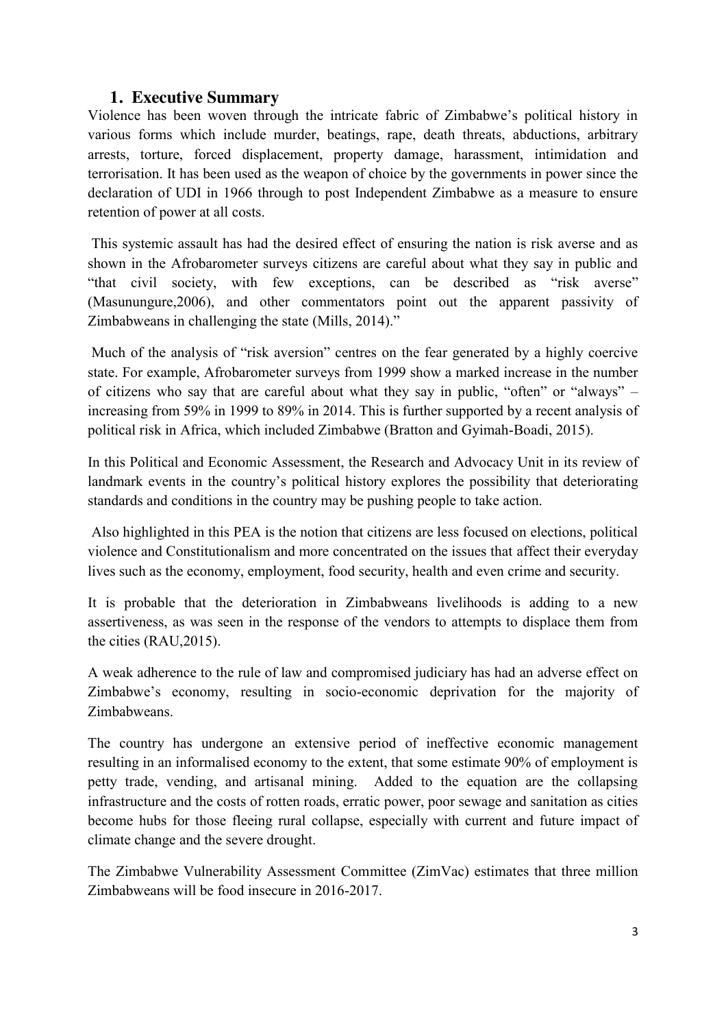## 1. Executive Summary

Violence has been woven through the intricate fabric of Zimbabwe's political history in various forms which include murder, beatings, rape, death threats, abductions, arbitrary arrests, torture, forced displacement, property damage, harassment, intimidation and terrorisation. It has been used as the weapon of choice by the governments in power since the declaration of UDI in 1966 through to post Independent Zimbabwe as a measure to ensure retention of power at all costs.

This systemic assault has had the desired effect of ensuring the nation is risk averse and as shown in the Afrobarometer surveys citizens are careful about what they say in public and "that civil society, with few exceptions, can be described as "risk averse" (Masunungure,2006), and other commentators point out the apparent passivity of Zimbabweans in challenging the state (Mills, 2014)."

Much of the analysis of "risk aversion" centres on the fear generated by a highly coercive state. For example, Afrobarometer surveys from 1999 show a marked increase in the number of citizens who say that are careful about what they say in public, "often" or "always" – increasing from 59% in 1999 to 89% in 2014. This is further supported by a recent analysis of political risk in Africa, which included Zimbabwe (Bratton and Gyimah-Boadi, 2015).

In this Political and Economic Assessment, the Research and Advocacy Unit in its review of landmark events in the country's political history explores the possibility that deteriorating standards and conditions in the country may be pushing people to take action.

Also highlighted in this PEA is the notion that citizens are less focused on elections, political violence and Constitutionalism and more concentrated on the issues that affect their everyday lives such as the economy, employment, food security, health and even crime and security.

It is probable that the deterioration in Zimbabweans livelihoods is adding to a new assertiveness, as was seen in the response of the vendors to attempts to displace them from the cities (RAU,2015).

A weak adherence to the rule of law and compromised judiciary has had an adverse effect on Zimbabwe's economy, resulting in socio-economic deprivation for the majority of Zimbabweans.

The country has undergone an extensive period of ineffective economic management resulting in an informalised economy to the extent, that some estimate 90% of employment is petty trade, vending, and artisanal mining. Added to the equation are the collapsing infrastructure and the costs of rotten roads, erratic power, poor sewage and sanitation as cities become hubs for those fleeing rural collapse, especially with current and future impact of climate change and the severe drought.

The Zimbabwe Vulnerability Assessment Committee (ZimVac) estimates that three million Zimbabweans will be food insecure in 2016-2017.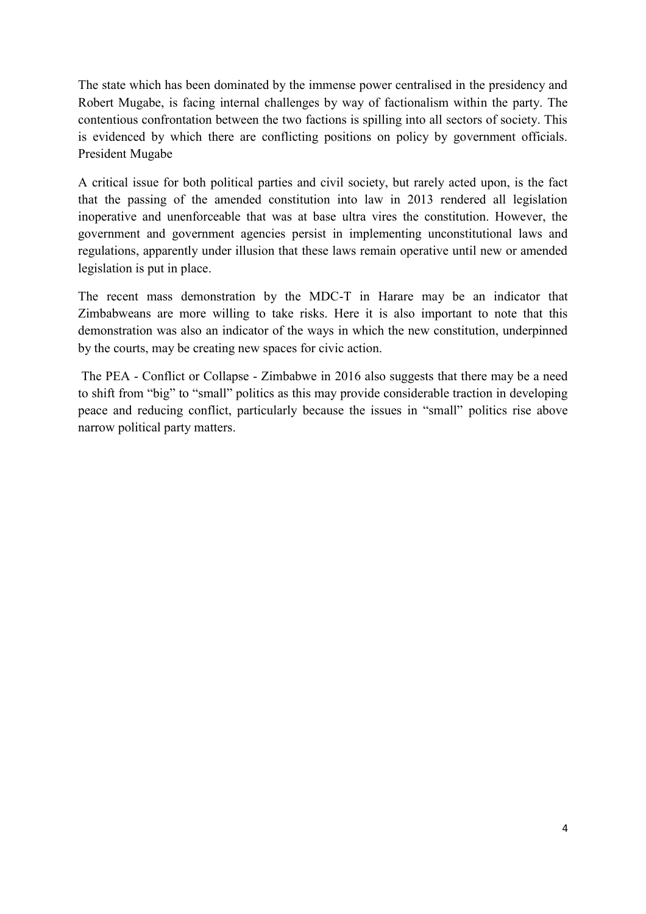The state which has been dominated by the immense power centralised in the presidency and Robert Mugabe, is facing internal challenges by way of factionalism within the party. The contentious confrontation between the two factions is spilling into all sectors of society. This is evidenced by which there are conflicting positions on policy by government officials. President Mugabe

A critical issue for both political parties and civil society, but rarely acted upon, is the fact that the passing of the amended constitution into law in 2013 rendered all legislation inoperative and unenforceable that was at base ultra vires the constitution. However, the government and government agencies persist in implementing unconstitutional laws and regulations, apparently under illusion that these laws remain operative until new or amended legislation is put in place.

The recent mass demonstration by the MDC-T in Harare may be an indicator that Zimbabweans are more willing to take risks. Here it is also important to note that this demonstration was also an indicator of the ways in which the new constitution, underpinned by the courts, may be creating new spaces for civic action.

The PEA - Conflict or Collapse - Zimbabwe in 2016 also suggests that there may be a need to shift from "big" to "small" politics as this may provide considerable traction in developing peace and reducing conflict, particularly because the issues in "small" politics rise above narrow political party matters.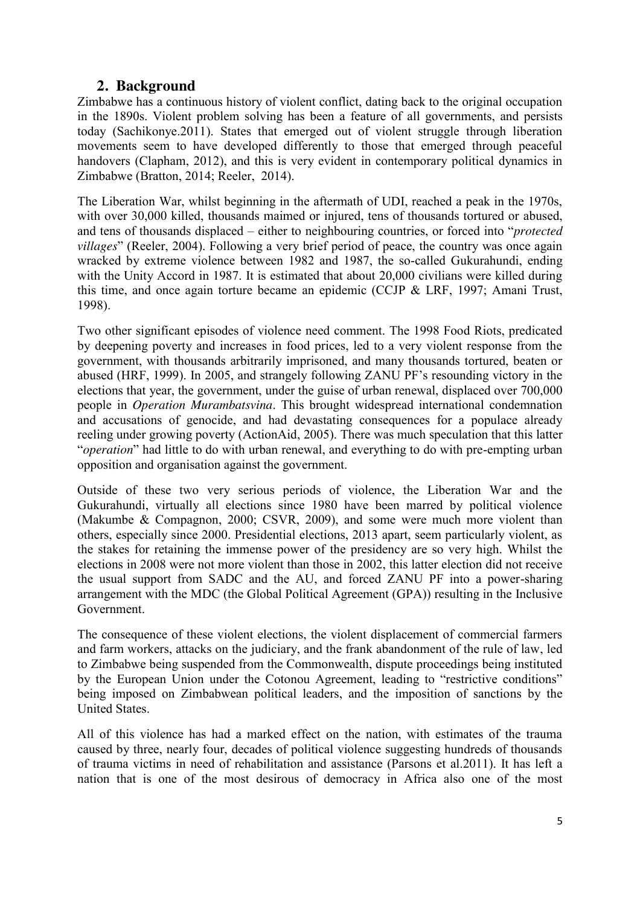## 2. Background

Zimbabwe has a continuous history of violent conflict, dating back to the original occupation in the 1890s. Violent problem solving has been a feature of all governments, and persists today (Sachikonye.2011). States that emerged out of violent struggle through liberation movements seem to have developed differently to those that emerged through peaceful handovers (Clapham, 2012), and this is very evident in contemporary political dynamics in Zimbabwe (Bratton, 2014; Reeler, 2014).

The Liberation War, whilst beginning in the aftermath of UDI, reached a peak in the 1970s, with over 30,000 killed, thousands maimed or injured, tens of thousands tortured or abused, and tens of thousands displaced – either to neighbouring countries, or forced into "*protected villages*" (Reeler, 2004). Following a very brief period of peace, the country was once again wracked by extreme violence between 1982 and 1987, the so-called Gukurahundi, ending with the Unity Accord in 1987. It is estimated that about 20,000 civilians were killed during this time, and once again torture became an epidemic (CCJP & LRF, 1997; Amani Trust, 1998).

Two other significant episodes of violence need comment. The 1998 Food Riots, predicated by deepening poverty and increases in food prices, led to a very violent response from the government, with thousands arbitrarily imprisoned, and many thousands tortured, beaten or abused (HRF, 1999). In 2005, and strangely following ZANU PF's resounding victory in the elections that year, the government, under the guise of urban renewal, displaced over 700,000 people in *Operation Murambatsvina*. This brought widespread international condemnation and accusations of genocide, and had devastating consequences for a populace already reeling under growing poverty (ActionAid, 2005). There was much speculation that this latter "*operation*" had little to do with urban renewal, and everything to do with pre-empting urban opposition and organisation against the government.

Outside of these two very serious periods of violence, the Liberation War and the Gukurahundi, virtually all elections since 1980 have been marred by political violence (Makumbe & Compagnon, 2000; CSVR, 2009), and some were much more violent than others, especially since 2000. Presidential elections, 2013 apart, seem particularly violent, as the stakes for retaining the immense power of the presidency are so very high. Whilst the elections in 2008 were not more violent than those in 2002, this latter election did not receive the usual support from SADC and the AU, and forced ZANU PF into a power-sharing arrangement with the MDC (the Global Political Agreement (GPA)) resulting in the Inclusive Government.

The consequence of these violent elections, the violent displacement of commercial farmers and farm workers, attacks on the judiciary, and the frank abandonment of the rule of law, led to Zimbabwe being suspended from the Commonwealth, dispute proceedings being instituted by the European Union under the Cotonou Agreement, leading to "restrictive conditions" being imposed on Zimbabwean political leaders, and the imposition of sanctions by the United States.

All of this violence has had a marked effect on the nation, with estimates of the trauma caused by three, nearly four, decades of political violence suggesting hundreds of thousands of trauma victims in need of rehabilitation and assistance (Parsons et al.2011). It has left a nation that is one of the most desirous of democracy in Africa also one of the most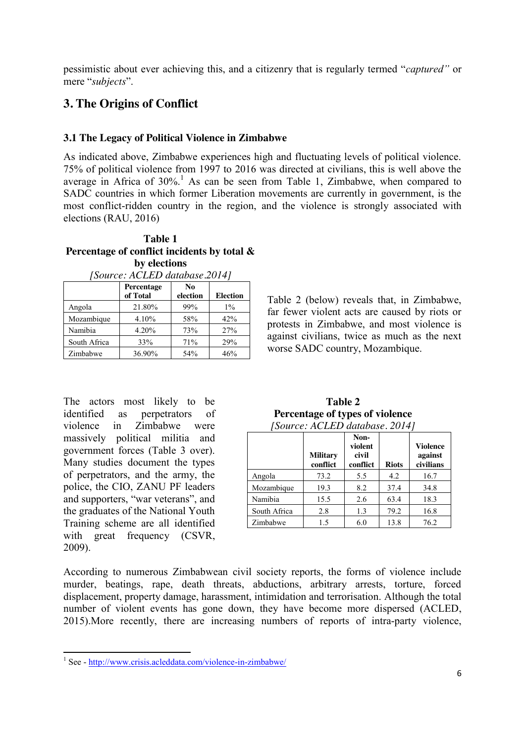pessimistic about ever achieving this, and a citizenry that is regularly termed "*captured"* or mere "*subjects*".

## 3. The Origins of Conflict

### 3.1 The Legacy of Political Violence in Zimbabwe

As indicated above, Zimbabwe experiences high and fluctuating levels of political violence. 75% of political violence from 1997 to 2016 was directed at civilians, this is well above the average in Africa of 30%.[1] As can be seen from Table 1, Zimbabwe, when compared to SADC countries in which former Liberation movements are currently in government, is the most conflict-ridden country in the region, and the violence is strongly associated with elections (RAU, 2016)

**Table 1**
**Percentage of conflict incidents by total & by elections**
*[Source: ACLED database.2014]*

| | Percentage of Total | No election | Election |
|---|---|---|---|
| Angola | 21.80% | 99% | 1% |
| Mozambique | 4.10% | 58% | 42% |
| Namibia | 4.20% | 73% | 27% |
| South Africa | 33% | 71% | 29% |
| Zimbabwe | 36.90% | 54% | 46% |

Table 2 (below) reveals that, in Zimbabwe, far fewer violent acts are caused by riots or protests in Zimbabwe, and most violence is against civilians, twice as much as the next worse SADC country, Mozambique.

The actors most likely to be identified as perpetrators of violence in Zimbabwe were massively political militia and government forces (Table 3 over). Many studies document the types of perpetrators, and the army, the police, the CIO, ZANU PF leaders and supporters, "war veterans", and the graduates of the National Youth Training scheme are all identified with great frequency (CSVR, 2009).

**Table 2**
**Percentage of types of violence**
*[Source: ACLED database. 2014]*

| | Military conflict | Non-violent civil conflict | Riots | Violence against civilians |
|---|---|---|---|---|
| Angola | 73.2 | 5.5 | 4.2 | 16.7 |
| Mozambique | 19.3 | 8.2 | 37.4 | 34.8 |
| Namibia | 15.5 | 2.6 | 63.4 | 18.3 |
| South Africa | 2.8 | 1.3 | 79.2 | 16.8 |
| Zimbabwe | 1.5 | 6.0 | 13.8 | 76.2 |

According to numerous Zimbabwean civil society reports, the forms of violence include murder, beatings, rape, death threats, abductions, arbitrary arrests, torture, forced displacement, property damage, harassment, intimidation and terrorisation. Although the total number of violent events has gone down, they have become more dispersed (ACLED, 2015).More recently, there are increasing numbers of reports of intra-party violence,

---

[1] See - http://www.crisis.acleddata.com/violence-in-zimbabwe/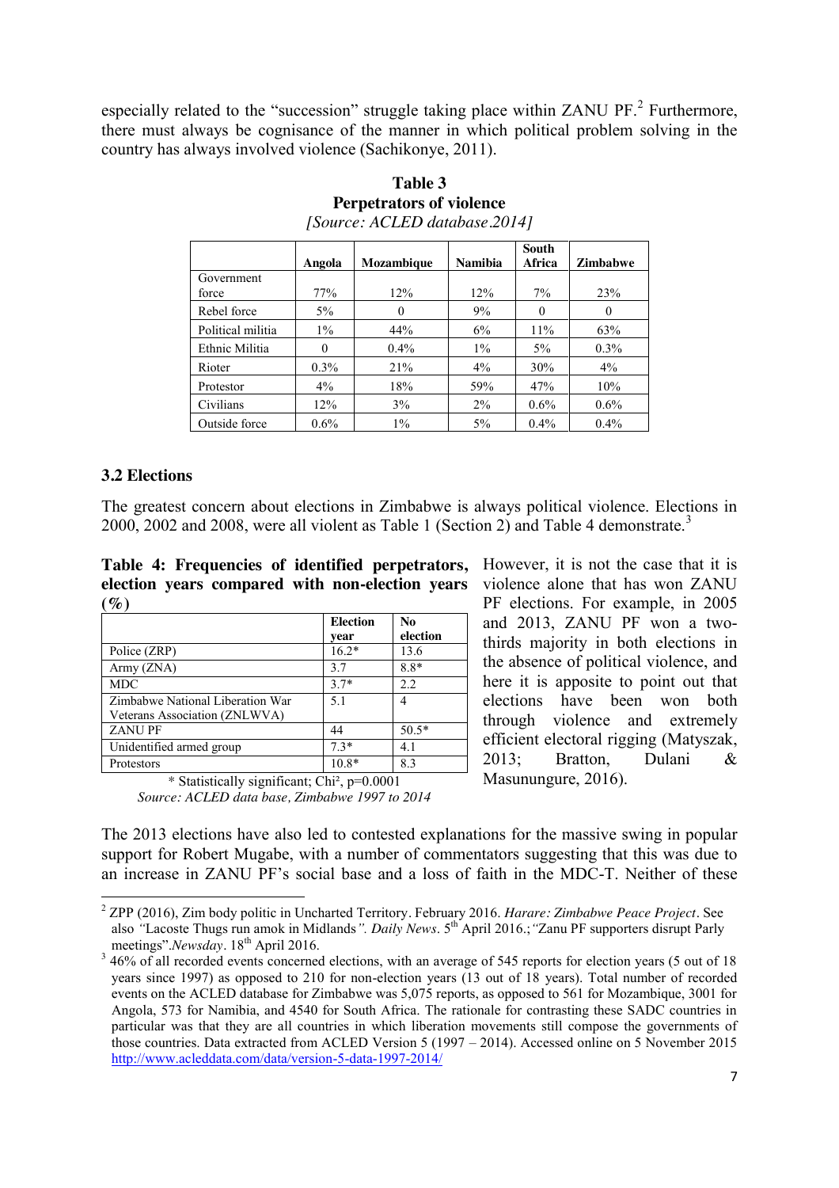especially related to the "succession" struggle taking place within ZANU PF.[2] Furthermore, there must always be cognisance of the manner in which political problem solving in the country has always involved violence (Sachikonye, 2011).

**Table 3**
**Perpetrators of violence**
*[Source: ACLED database.2014]*

| | Angola | Mozambique | Namibia | South Africa | Zimbabwe |
|---|---|---|---|---|---|
| Government force | 77% | 12% | 12% | 7% | 23% |
| Rebel force | 5% | 0 | 9% | 0 | 0 |
| Political militia | 1% | 44% | 6% | 11% | 63% |
| Ethnic Militia | 0 | 0.4% | 1% | 5% | 0.3% |
| Rioter | 0.3% | 21% | 4% | 30% | 4% |
| Protestor | 4% | 18% | 59% | 47% | 10% |
| Civilians | 12% | 3% | 2% | 0.6% | 0.6% |
| Outside force | 0.6% | 1% | 5% | 0.4% | 0.4% |

### 3.2 Elections

The greatest concern about elections in Zimbabwe is always political violence. Elections in 2000, 2002 and 2008, were all violent as Table 1 (Section 2) and Table 4 demonstrate.[3]

**Table 4: Frequencies of identified perpetrators, election years compared with non-election years (%)**

| | Election year | No election |
|---|---|---|
| Police (ZRP) | 16.2* | 13.6 |
| Army (ZNA) | 3.7 | 8.8* |
| MDC | 3.7* | 2.2 |
| Zimbabwe National Liberation War Veterans Association (ZNLWVA) | 5.1 | 4 |
| ZANU PF | 44 | 50.5* |
| Unidentified armed group | 7.3* | 4.1 |
| Protestors | 10.8* | 8.3 |

\* Statistically significant; Chi², $p=0.0001$
*Source: ACLED data base, Zimbabwe 1997 to 2014*

However, it is not the case that it is violence alone that has won ZANU PF elections. For example, in 2005 and 2013, ZANU PF won a two-thirds majority in both elections in the absence of political violence, and here it is apposite to point out that elections have been won both through violence and extremely efficient electoral rigging (Matyszak, 2013; Bratton, Dulani & Masunungure, 2016).

The 2013 elections have also led to contested explanations for the massive swing in popular support for Robert Mugabe, with a number of commentators suggesting that this was due to an increase in ZANU PF's social base and a loss of faith in the MDC-T. Neither of these

---

[2] ZPP (2016), Zim body politic in Uncharted Territory. February 2016. *Harare: Zimbabwe Peace Project*. See also *"*Lacoste Thugs run amok in Midlands*". Daily News*. 5th April 2016.;*"*Zanu PF supporters disrupt Parly meetings".*Newsday*. 18th April 2016.

[3] 46% of all recorded events concerned elections, with an average of 545 reports for election years (5 out of 18 years since 1997) as opposed to 210 for non-election years (13 out of 18 years). Total number of recorded events on the ACLED database for Zimbabwe was 5,075 reports, as opposed to 561 for Mozambique, 3001 for Angola, 573 for Namibia, and 4540 for South Africa. The rationale for contrasting these SADC countries in particular was that they are all countries in which liberation movements still compose the governments of those countries. Data extracted from ACLED Version 5 (1997 – 2014). Accessed online on 5 November 2015 http://www.acleddata.com/data/version-5-data-1997-2014/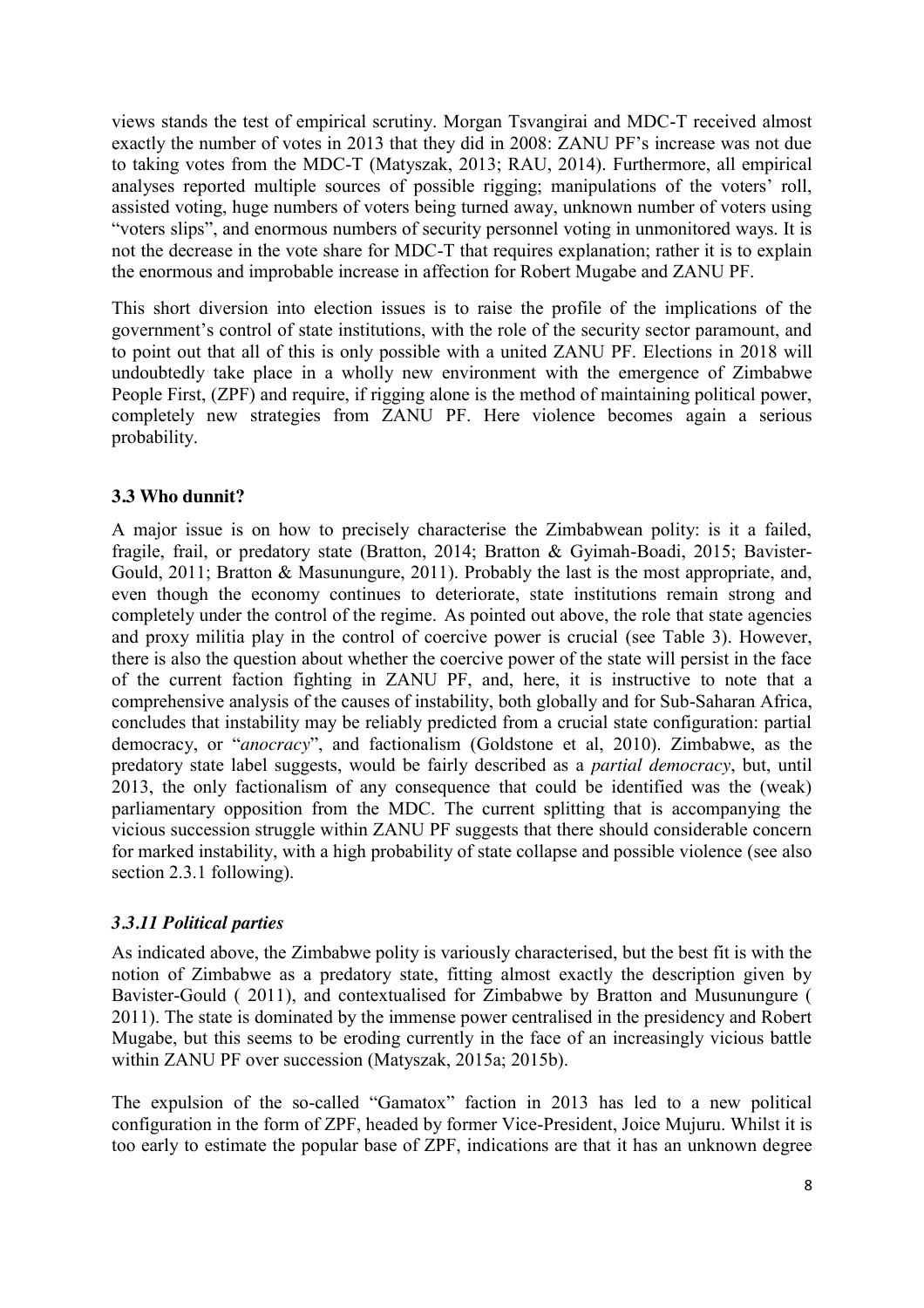views stands the test of empirical scrutiny. Morgan Tsvangirai and MDC-T received almost exactly the number of votes in 2013 that they did in 2008: ZANU PF's increase was not due to taking votes from the MDC-T (Matyszak, 2013; RAU, 2014). Furthermore, all empirical analyses reported multiple sources of possible rigging; manipulations of the voters' roll, assisted voting, huge numbers of voters being turned away, unknown number of voters using "voters slips", and enormous numbers of security personnel voting in unmonitored ways. It is not the decrease in the vote share for MDC-T that requires explanation; rather it is to explain the enormous and improbable increase in affection for Robert Mugabe and ZANU PF.

This short diversion into election issues is to raise the profile of the implications of the government's control of state institutions, with the role of the security sector paramount, and to point out that all of this is only possible with a united ZANU PF. Elections in 2018 will undoubtedly take place in a wholly new environment with the emergence of Zimbabwe People First, (ZPF) and require, if rigging alone is the method of maintaining political power, completely new strategies from ZANU PF. Here violence becomes again a serious probability.

### 3.3 Who dunnit?

A major issue is on how to precisely characterise the Zimbabwean polity: is it a failed, fragile, frail, or predatory state (Bratton, 2014; Bratton & Gyimah-Boadi, 2015; Bavister-Gould, 2011; Bratton & Masunungure, 2011). Probably the last is the most appropriate, and, even though the economy continues to deteriorate, state institutions remain strong and completely under the control of the regime. As pointed out above, the role that state agencies and proxy militia play in the control of coercive power is crucial (see Table 3). However, there is also the question about whether the coercive power of the state will persist in the face of the current faction fighting in ZANU PF, and, here, it is instructive to note that a comprehensive analysis of the causes of instability, both globally and for Sub-Saharan Africa, concludes that instability may be reliably predicted from a crucial state configuration: partial democracy, or "*anocracy*", and factionalism (Goldstone et al, 2010). Zimbabwe, as the predatory state label suggests, would be fairly described as a *partial democracy*, but, until 2013, the only factionalism of any consequence that could be identified was the (weak) parliamentary opposition from the MDC. The current splitting that is accompanying the vicious succession struggle within ZANU PF suggests that there should considerable concern for marked instability, with a high probability of state collapse and possible violence (see also section 2.3.1 following).

#### *3.3.11 Political parties*

As indicated above, the Zimbabwe polity is variously characterised, but the best fit is with the notion of Zimbabwe as a predatory state, fitting almost exactly the description given by Bavister-Gould ( 2011), and contextualised for Zimbabwe by Bratton and Musunungure ( 2011). The state is dominated by the immense power centralised in the presidency and Robert Mugabe, but this seems to be eroding currently in the face of an increasingly vicious battle within ZANU PF over succession (Matyszak, 2015a; 2015b).

The expulsion of the so-called "Gamatox" faction in 2013 has led to a new political configuration in the form of ZPF, headed by former Vice-President, Joice Mujuru. Whilst it is too early to estimate the popular base of ZPF, indications are that it has an unknown degree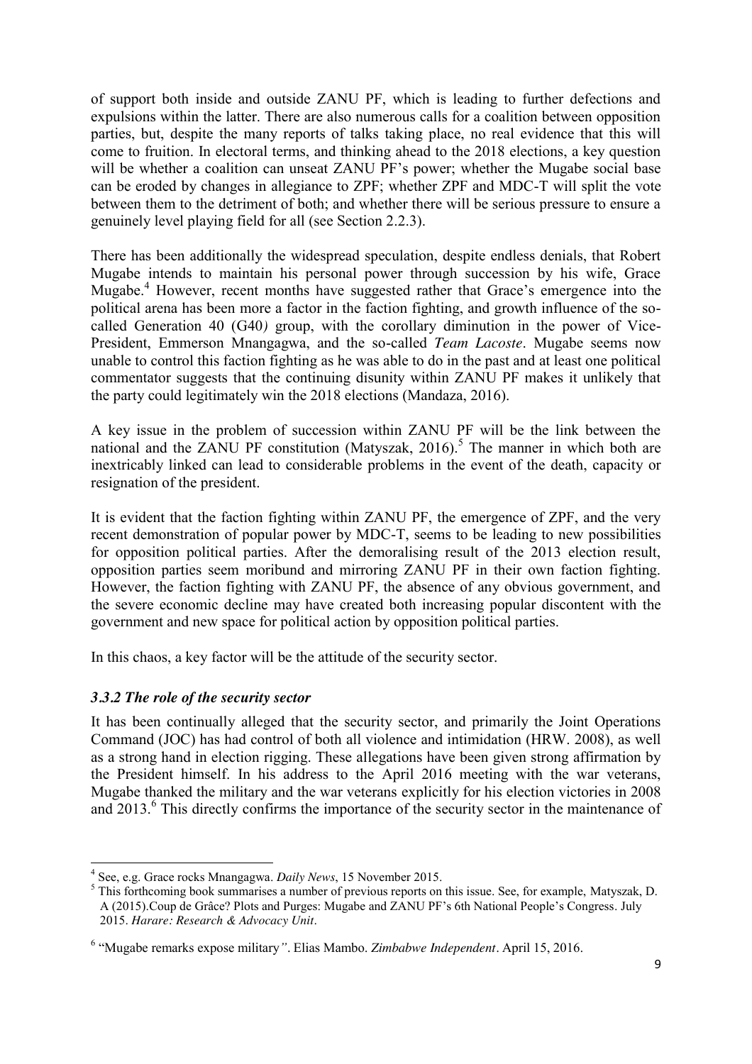of support both inside and outside ZANU PF, which is leading to further defections and expulsions within the latter. There are also numerous calls for a coalition between opposition parties, but, despite the many reports of talks taking place, no real evidence that this will come to fruition. In electoral terms, and thinking ahead to the 2018 elections, a key question will be whether a coalition can unseat ZANU PF's power; whether the Mugabe social base can be eroded by changes in allegiance to ZPF; whether ZPF and MDC-T will split the vote between them to the detriment of both; and whether there will be serious pressure to ensure a genuinely level playing field for all (see Section 2.2.3).

There has been additionally the widespread speculation, despite endless denials, that Robert Mugabe intends to maintain his personal power through succession by his wife, Grace Mugabe.[4] However, recent months have suggested rather that Grace's emergence into the political arena has been more a factor in the faction fighting, and growth influence of the so-called Generation 40 (G40*)* group, with the corollary diminution in the power of Vice-President, Emmerson Mnangagwa, and the so-called *Team Lacoste*. Mugabe seems now unable to control this faction fighting as he was able to do in the past and at least one political commentator suggests that the continuing disunity within ZANU PF makes it unlikely that the party could legitimately win the 2018 elections (Mandaza, 2016).

A key issue in the problem of succession within ZANU PF will be the link between the national and the ZANU PF constitution (Matyszak, 2016).[5] The manner in which both are inextricably linked can lead to considerable problems in the event of the death, capacity or resignation of the president.

It is evident that the faction fighting within ZANU PF, the emergence of ZPF, and the very recent demonstration of popular power by MDC-T, seems to be leading to new possibilities for opposition political parties. After the demoralising result of the 2013 election result, opposition parties seem moribund and mirroring ZANU PF in their own faction fighting. However, the faction fighting with ZANU PF, the absence of any obvious government, and the severe economic decline may have created both increasing popular discontent with the government and new space for political action by opposition political parties.

In this chaos, a key factor will be the attitude of the security sector.

### *3.3.2 The role of the security sector*

It has been continually alleged that the security sector, and primarily the Joint Operations Command (JOC) has had control of both all violence and intimidation (HRW. 2008), as well as a strong hand in election rigging. These allegations have been given strong affirmation by the President himself. In his address to the April 2016 meeting with the war veterans, Mugabe thanked the military and the war veterans explicitly for his election victories in 2008 and 2013.[6] This directly confirms the importance of the security sector in the maintenance of

---

[4] See, e.g. Grace rocks Mnangagwa. *Daily News*, 15 November 2015.

[5] This forthcoming book summarises a number of previous reports on this issue. See, for example, Matyszak, D. A (2015).Coup de Grâce? Plots and Purges: Mugabe and ZANU PF's 6th National People's Congress. July 2015. *Harare: Research & Advocacy Unit*.

[6] "Mugabe remarks expose military*"*. Elias Mambo. *Zimbabwe Independent*. April 15, 2016.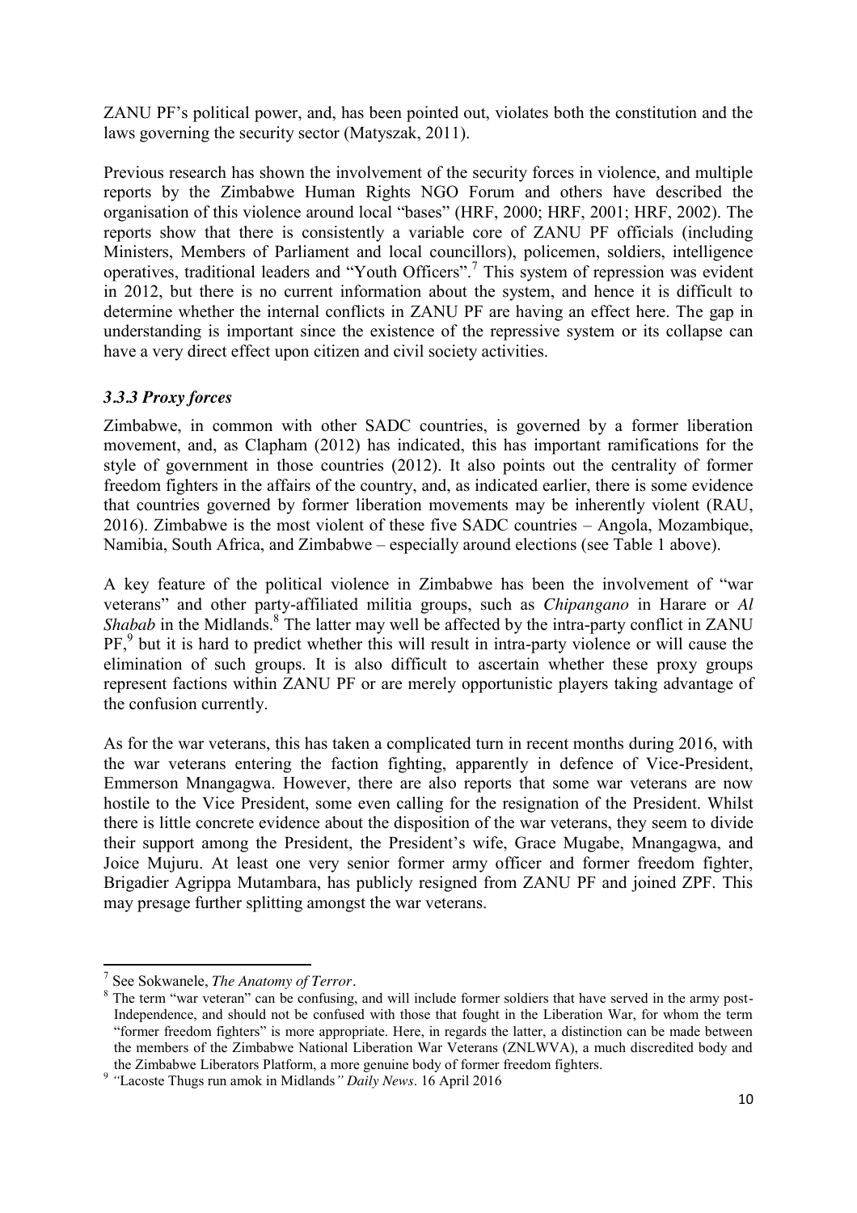ZANU PF's political power, and, has been pointed out, violates both the constitution and the laws governing the security sector (Matyszak, 2011).

Previous research has shown the involvement of the security forces in violence, and multiple reports by the Zimbabwe Human Rights NGO Forum and others have described the organisation of this violence around local "bases" (HRF, 2000; HRF, 2001; HRF, 2002). The reports show that there is consistently a variable core of ZANU PF officials (including Ministers, Members of Parliament and local councillors), policemen, soldiers, intelligence operatives, traditional leaders and "Youth Officers".[7] This system of repression was evident in 2012, but there is no current information about the system, and hence it is difficult to determine whether the internal conflicts in ZANU PF are having an effect here. The gap in understanding is important since the existence of the repressive system or its collapse can have a very direct effect upon citizen and civil society activities.

### *3.3.3 Proxy forces*

Zimbabwe, in common with other SADC countries, is governed by a former liberation movement, and, as Clapham (2012) has indicated, this has important ramifications for the style of government in those countries (2012). It also points out the centrality of former freedom fighters in the affairs of the country, and, as indicated earlier, there is some evidence that countries governed by former liberation movements may be inherently violent (RAU, 2016). Zimbabwe is the most violent of these five SADC countries – Angola, Mozambique, Namibia, South Africa, and Zimbabwe – especially around elections (see Table 1 above).

A key feature of the political violence in Zimbabwe has been the involvement of "war veterans" and other party-affiliated militia groups, such as *Chipangano* in Harare or *Al Shabab* in the Midlands.[8] The latter may well be affected by the intra-party conflict in ZANU PF,[9] but it is hard to predict whether this will result in intra-party violence or will cause the elimination of such groups. It is also difficult to ascertain whether these proxy groups represent factions within ZANU PF or are merely opportunistic players taking advantage of the confusion currently.

As for the war veterans, this has taken a complicated turn in recent months during 2016, with the war veterans entering the faction fighting, apparently in defence of Vice-President, Emmerson Mnangagwa. However, there are also reports that some war veterans are now hostile to the Vice President, some even calling for the resignation of the President. Whilst there is little concrete evidence about the disposition of the war veterans, they seem to divide their support among the President, the President's wife, Grace Mugabe, Mnangagwa, and Joice Mujuru. At least one very senior former army officer and former freedom fighter, Brigadier Agrippa Mutambara, has publicly resigned from ZANU PF and joined ZPF. This may presage further splitting amongst the war veterans.

---

[7] See Sokwanele, *The Anatomy of Terror*.

[8] The term "war veteran" can be confusing, and will include former soldiers that have served in the army post-Independence, and should not be confused with those that fought in the Liberation War, for whom the term "former freedom fighters" is more appropriate. Here, in regards the latter, a distinction can be made between the members of the Zimbabwe National Liberation War Veterans (ZNLWVA), a much discredited body and the Zimbabwe Liberators Platform, a more genuine body of former freedom fighters.

[9] *"*Lacoste Thugs run amok in Midlands*" Daily News*. 16 April 2016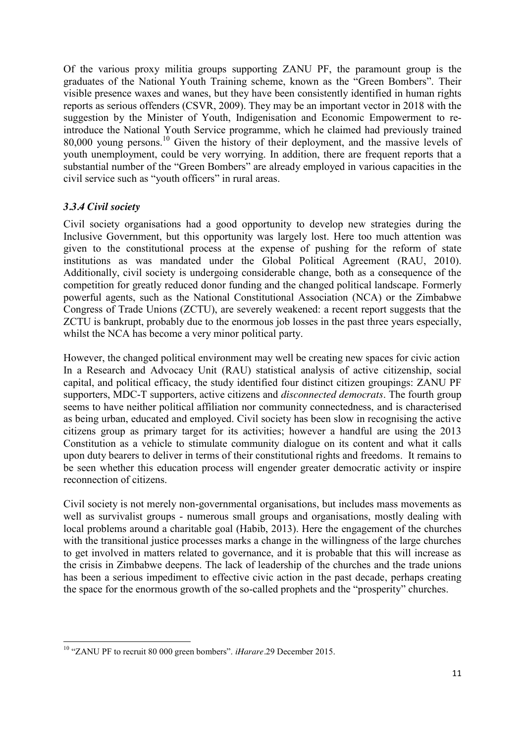Of the various proxy militia groups supporting ZANU PF, the paramount group is the graduates of the National Youth Training scheme, known as the "Green Bombers". Their visible presence waxes and wanes, but they have been consistently identified in human rights reports as serious offenders (CSVR, 2009). They may be an important vector in 2018 with the suggestion by the Minister of Youth, Indigenisation and Economic Empowerment to re-introduce the National Youth Service programme, which he claimed had previously trained 80,000 young persons.[10] Given the history of their deployment, and the massive levels of youth unemployment, could be very worrying. In addition, there are frequent reports that a substantial number of the "Green Bombers" are already employed in various capacities in the civil service such as "youth officers" in rural areas.

### *3.3.4 Civil society*

Civil society organisations had a good opportunity to develop new strategies during the Inclusive Government, but this opportunity was largely lost. Here too much attention was given to the constitutional process at the expense of pushing for the reform of state institutions as was mandated under the Global Political Agreement (RAU, 2010). Additionally, civil society is undergoing considerable change, both as a consequence of the competition for greatly reduced donor funding and the changed political landscape. Formerly powerful agents, such as the National Constitutional Association (NCA) or the Zimbabwe Congress of Trade Unions (ZCTU), are severely weakened: a recent report suggests that the ZCTU is bankrupt, probably due to the enormous job losses in the past three years especially, whilst the NCA has become a very minor political party.

However, the changed political environment may well be creating new spaces for civic action In a Research and Advocacy Unit (RAU) statistical analysis of active citizenship, social capital, and political efficacy, the study identified four distinct citizen groupings: ZANU PF supporters, MDC-T supporters, active citizens and *disconnected democrats*. The fourth group seems to have neither political affiliation nor community connectedness, and is characterised as being urban, educated and employed. Civil society has been slow in recognising the active citizens group as primary target for its activities; however a handful are using the 2013 Constitution as a vehicle to stimulate community dialogue on its content and what it calls upon duty bearers to deliver in terms of their constitutional rights and freedoms. It remains to be seen whether this education process will engender greater democratic activity or inspire reconnection of citizens.

Civil society is not merely non-governmental organisations, but includes mass movements as well as survivalist groups - numerous small groups and organisations, mostly dealing with local problems around a charitable goal (Habib, 2013). Here the engagement of the churches with the transitional justice processes marks a change in the willingness of the large churches to get involved in matters related to governance, and it is probable that this will increase as the crisis in Zimbabwe deepens. The lack of leadership of the churches and the trade unions has been a serious impediment to effective civic action in the past decade, perhaps creating the space for the enormous growth of the so-called prophets and the "prosperity" churches.

---

[10] "ZANU PF to recruit 80 000 green bombers". *iHarare*.29 December 2015.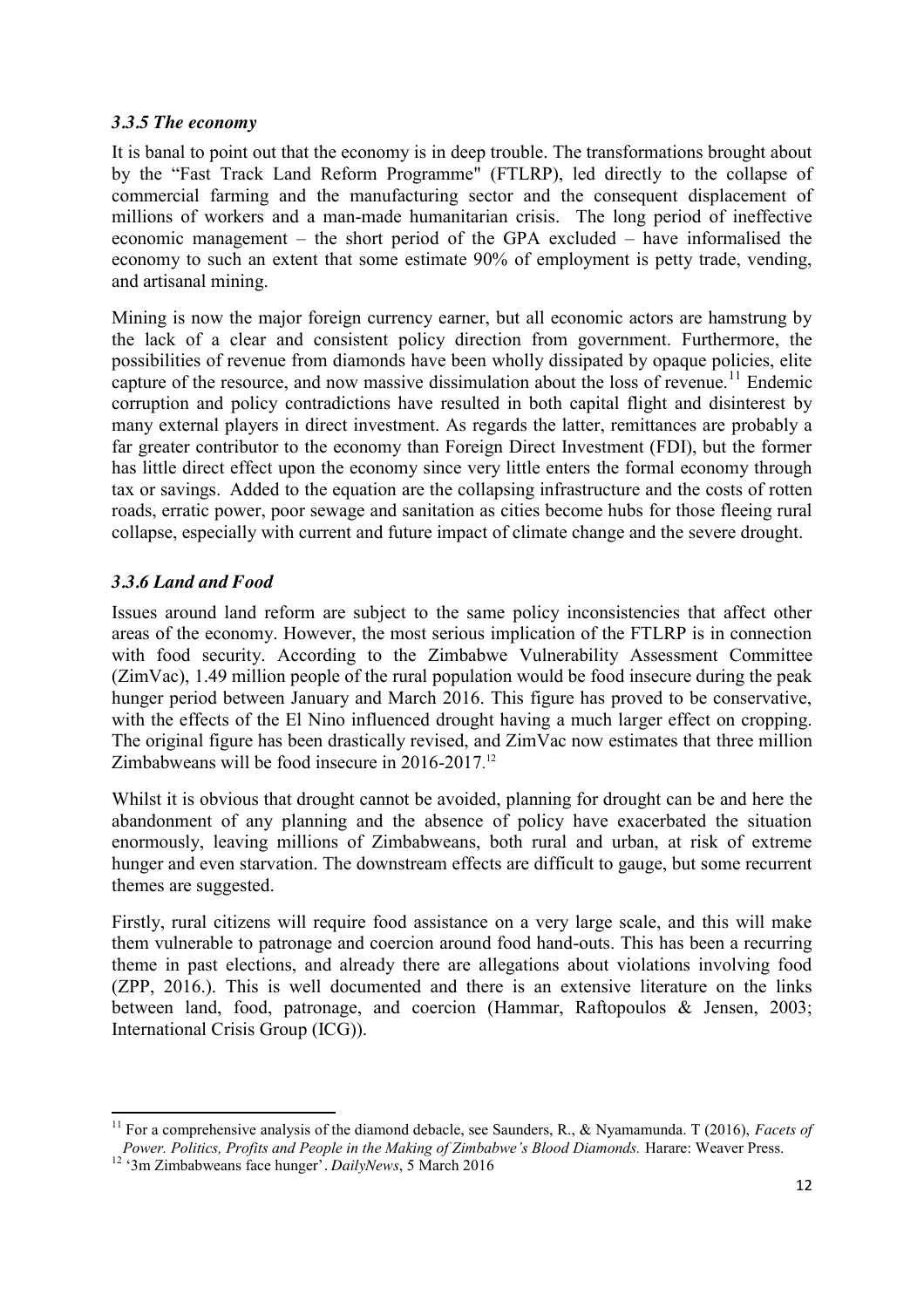### *3.3.5 The economy*

It is banal to point out that the economy is in deep trouble. The transformations brought about by the "Fast Track Land Reform Programme" (FTLRP), led directly to the collapse of commercial farming and the manufacturing sector and the consequent displacement of millions of workers and a man-made humanitarian crisis. The long period of ineffective economic management – the short period of the GPA excluded – have informalised the economy to such an extent that some estimate 90% of employment is petty trade, vending, and artisanal mining.

Mining is now the major foreign currency earner, but all economic actors are hamstrung by the lack of a clear and consistent policy direction from government. Furthermore, the possibilities of revenue from diamonds have been wholly dissipated by opaque policies, elite capture of the resource, and now massive dissimulation about the loss of revenue.[11] Endemic corruption and policy contradictions have resulted in both capital flight and disinterest by many external players in direct investment. As regards the latter, remittances are probably a far greater contributor to the economy than Foreign Direct Investment (FDI), but the former has little direct effect upon the economy since very little enters the formal economy through tax or savings. Added to the equation are the collapsing infrastructure and the costs of rotten roads, erratic power, poor sewage and sanitation as cities become hubs for those fleeing rural collapse, especially with current and future impact of climate change and the severe drought.

### *3.3.6 Land and Food*

Issues around land reform are subject to the same policy inconsistencies that affect other areas of the economy. However, the most serious implication of the FTLRP is in connection with food security. According to the Zimbabwe Vulnerability Assessment Committee (ZimVac), 1.49 million people of the rural population would be food insecure during the peak hunger period between January and March 2016. This figure has proved to be conservative, with the effects of the El Nino influenced drought having a much larger effect on cropping. The original figure has been drastically revised, and ZimVac now estimates that three million Zimbabweans will be food insecure in 2016-2017.[12]

Whilst it is obvious that drought cannot be avoided, planning for drought can be and here the abandonment of any planning and the absence of policy have exacerbated the situation enormously, leaving millions of Zimbabweans, both rural and urban, at risk of extreme hunger and even starvation. The downstream effects are difficult to gauge, but some recurrent themes are suggested.

Firstly, rural citizens will require food assistance on a very large scale, and this will make them vulnerable to patronage and coercion around food hand-outs. This has been a recurring theme in past elections, and already there are allegations about violations involving food (ZPP, 2016.). This is well documented and there is an extensive literature on the links between land, food, patronage, and coercion (Hammar, Raftopoulos & Jensen, 2003; International Crisis Group (ICG)).

---

[11] For a comprehensive analysis of the diamond debacle, see Saunders, R., & Nyamamunda. T (2016), *Facets of Power. Politics, Profits and People in the Making of Zimbabwe's Blood Diamonds.* Harare: Weaver Press.

[12] '3m Zimbabweans face hunger'. *DailyNews*, 5 March 2016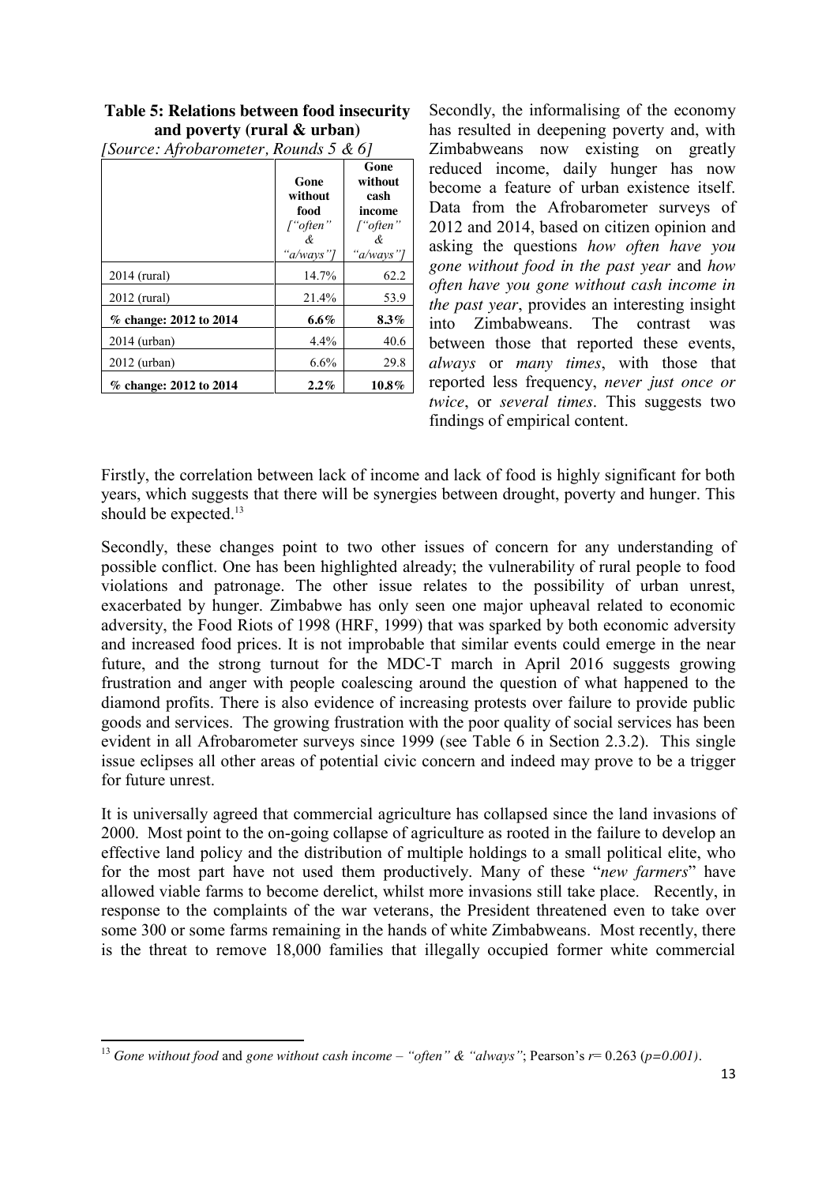**Table 5: Relations between food insecurity and poverty (rural & urban)**
*[Source: Afrobarometer, Rounds 5 & 6]*

| | Gone without food *["often" & "always"]* | Gone without cash income *["often" & "always"]* |
|---|---|---|
| 2014 (rural) | 14.7% | 62.2 |
| 2012 (rural) | 21.4% | 53.9 |
| **% change: 2012 to 2014** | **6.6%** | **8.3%** |
| 2014 (urban) | 4.4% | 40.6 |
| 2012 (urban) | 6.6% | 29.8 |
| **% change: 2012 to 2014** | **2.2%** | **10.8%** |

Secondly, the informalising of the economy has resulted in deepening poverty and, with Zimbabweans now existing on greatly reduced income, daily hunger has now become a feature of urban existence itself. Data from the Afrobarometer surveys of 2012 and 2014, based on citizen opinion and asking the questions *how often have you gone without food in the past year* and *how often have you gone without cash income in the past year*, provides an interesting insight into Zimbabweans. The contrast was between those that reported these events, *always* or *many times*, with those that reported less frequency, *never just once or twice*, or *several times*. This suggests two findings of empirical content.

Firstly, the correlation between lack of income and lack of food is highly significant for both years, which suggests that there will be synergies between drought, poverty and hunger. This should be expected.[13]

Secondly, these changes point to two other issues of concern for any understanding of possible conflict. One has been highlighted already; the vulnerability of rural people to food violations and patronage. The other issue relates to the possibility of urban unrest, exacerbated by hunger. Zimbabwe has only seen one major upheaval related to economic adversity, the Food Riots of 1998 (HRF, 1999) that was sparked by both economic adversity and increased food prices. It is not improbable that similar events could emerge in the near future, and the strong turnout for the MDC-T march in April 2016 suggests growing frustration and anger with people coalescing around the question of what happened to the diamond profits. There is also evidence of increasing protests over failure to provide public goods and services. The growing frustration with the poor quality of social services has been evident in all Afrobarometer surveys since 1999 (see Table 6 in Section 2.3.2). This single issue eclipses all other areas of potential civic concern and indeed may prove to be a trigger for future unrest.

It is universally agreed that commercial agriculture has collapsed since the land invasions of 2000. Most point to the on-going collapse of agriculture as rooted in the failure to develop an effective land policy and the distribution of multiple holdings to a small political elite, who for the most part have not used them productively. Many of these "*new farmers*" have allowed viable farms to become derelict, whilst more invasions still take place. Recently, in response to the complaints of the war veterans, the President threatened even to take over some 300 or some farms remaining in the hands of white Zimbabweans. Most recently, there is the threat to remove 18,000 families that illegally occupied former white commercial

---

[13] *Gone without food* and *gone without cash income – "often" & "always"*; Pearson's $r = 0.263$ ($p=0.001$).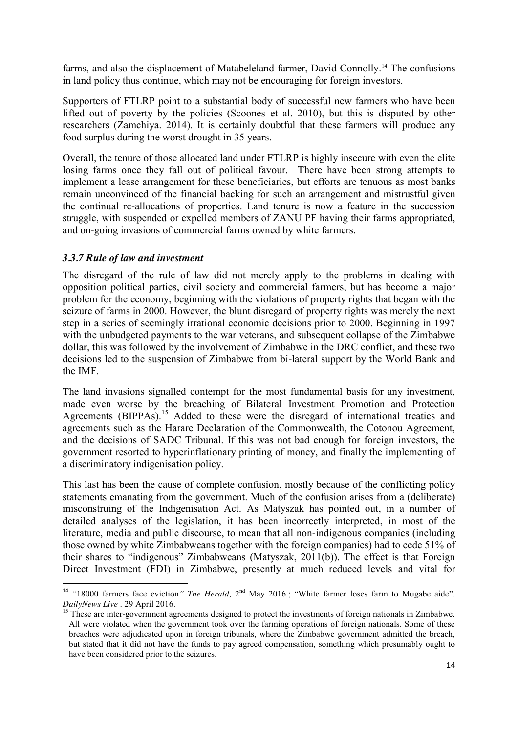farms, and also the displacement of Matabeleland farmer, David Connolly.[14] The confusions in land policy thus continue, which may not be encouraging for foreign investors.

Supporters of FTLRP point to a substantial body of successful new farmers who have been lifted out of poverty by the policies (Scoones et al. 2010), but this is disputed by other researchers (Zamchiya. 2014). It is certainly doubtful that these farmers will produce any food surplus during the worst drought in 35 years.

Overall, the tenure of those allocated land under FTLRP is highly insecure with even the elite losing farms once they fall out of political favour. There have been strong attempts to implement a lease arrangement for these beneficiaries, but efforts are tenuous as most banks remain unconvinced of the financial backing for such an arrangement and mistrustful given the continual re-allocations of properties. Land tenure is now a feature in the succession struggle, with suspended or expelled members of ZANU PF having their farms appropriated, and on-going invasions of commercial farms owned by white farmers.

### *3.3.7 Rule of law and investment*

The disregard of the rule of law did not merely apply to the problems in dealing with opposition political parties, civil society and commercial farmers, but has become a major problem for the economy, beginning with the violations of property rights that began with the seizure of farms in 2000. However, the blunt disregard of property rights was merely the next step in a series of seemingly irrational economic decisions prior to 2000. Beginning in 1997 with the unbudgeted payments to the war veterans, and subsequent collapse of the Zimbabwe dollar, this was followed by the involvement of Zimbabwe in the DRC conflict, and these two decisions led to the suspension of Zimbabwe from bi-lateral support by the World Bank and the IMF.

The land invasions signalled contempt for the most fundamental basis for any investment, made even worse by the breaching of Bilateral Investment Promotion and Protection Agreements (BIPPAs).[15] Added to these were the disregard of international treaties and agreements such as the Harare Declaration of the Commonwealth, the Cotonou Agreement, and the decisions of SADC Tribunal. If this was not bad enough for foreign investors, the government resorted to hyperinflationary printing of money, and finally the implementing of a discriminatory indigenisation policy.

This last has been the cause of complete confusion, mostly because of the conflicting policy statements emanating from the government. Much of the confusion arises from a (deliberate) misconstruing of the Indigenisation Act. As Matyszak has pointed out, in a number of detailed analyses of the legislation, it has been incorrectly interpreted, in most of the literature, media and public discourse, to mean that all non-indigenous companies (including those owned by white Zimbabweans together with the foreign companies) had to cede 51% of their shares to "indigenous" Zimbabweans (Matyszak, 2011(b)). The effect is that Foreign Direct Investment (FDI) in Zimbabwe, presently at much reduced levels and vital for

---

[14] "18000 farmers face eviction" *The Herald*, 2nd May 2016.; "White farmer loses farm to Mugabe aide". *DailyNews Live* . 29 April 2016.

[15] These are inter-government agreements designed to protect the investments of foreign nationals in Zimbabwe. All were violated when the government took over the farming operations of foreign nationals. Some of these breaches were adjudicated upon in foreign tribunals, where the Zimbabwe government admitted the breach, but stated that it did not have the funds to pay agreed compensation, something which presumably ought to have been considered prior to the seizures.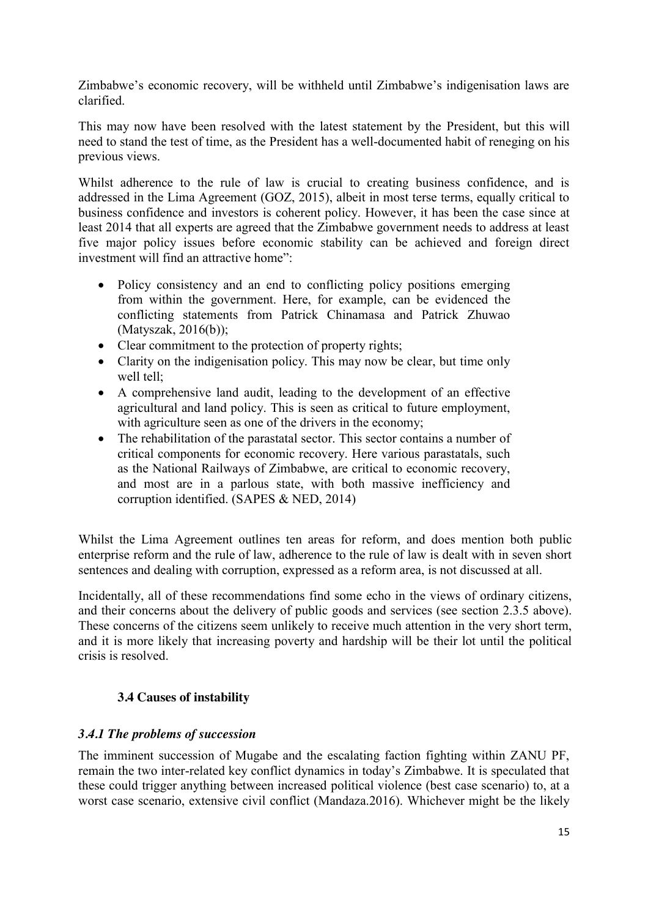Zimbabwe's economic recovery, will be withheld until Zimbabwe's indigenisation laws are clarified.

This may now have been resolved with the latest statement by the President, but this will need to stand the test of time, as the President has a well-documented habit of reneging on his previous views.

Whilst adherence to the rule of law is crucial to creating business confidence, and is addressed in the Lima Agreement (GOZ, 2015), albeit in most terse terms, equally critical to business confidence and investors is coherent policy. However, it has been the case since at least 2014 that all experts are agreed that the Zimbabwe government needs to address at least five major policy issues before economic stability can be achieved and foreign direct investment will find an attractive home":

- Policy consistency and an end to conflicting policy positions emerging from within the government. Here, for example, can be evidenced the conflicting statements from Patrick Chinamasa and Patrick Zhuwao (Matyszak, 2016(b));
- Clear commitment to the protection of property rights;
- Clarity on the indigenisation policy. This may now be clear, but time only well tell;
- A comprehensive land audit, leading to the development of an effective agricultural and land policy. This is seen as critical to future employment, with agriculture seen as one of the drivers in the economy;
- The rehabilitation of the parastatal sector. This sector contains a number of critical components for economic recovery. Here various parastatals, such as the National Railways of Zimbabwe, are critical to economic recovery, and most are in a parlous state, with both massive inefficiency and corruption identified. (SAPES & NED, 2014)

Whilst the Lima Agreement outlines ten areas for reform, and does mention both public enterprise reform and the rule of law, adherence to the rule of law is dealt with in seven short sentences and dealing with corruption, expressed as a reform area, is not discussed at all.

Incidentally, all of these recommendations find some echo in the views of ordinary citizens, and their concerns about the delivery of public goods and services (see section 2.3.5 above). These concerns of the citizens seem unlikely to receive much attention in the very short term, and it is more likely that increasing poverty and hardship will be their lot until the political crisis is resolved.

## 3.4 Causes of instability

### *3.4.1 The problems of succession*

The imminent succession of Mugabe and the escalating faction fighting within ZANU PF, remain the two inter-related key conflict dynamics in today's Zimbabwe. It is speculated that these could trigger anything between increased political violence (best case scenario) to, at a worst case scenario, extensive civil conflict (Mandaza.2016). Whichever might be the likely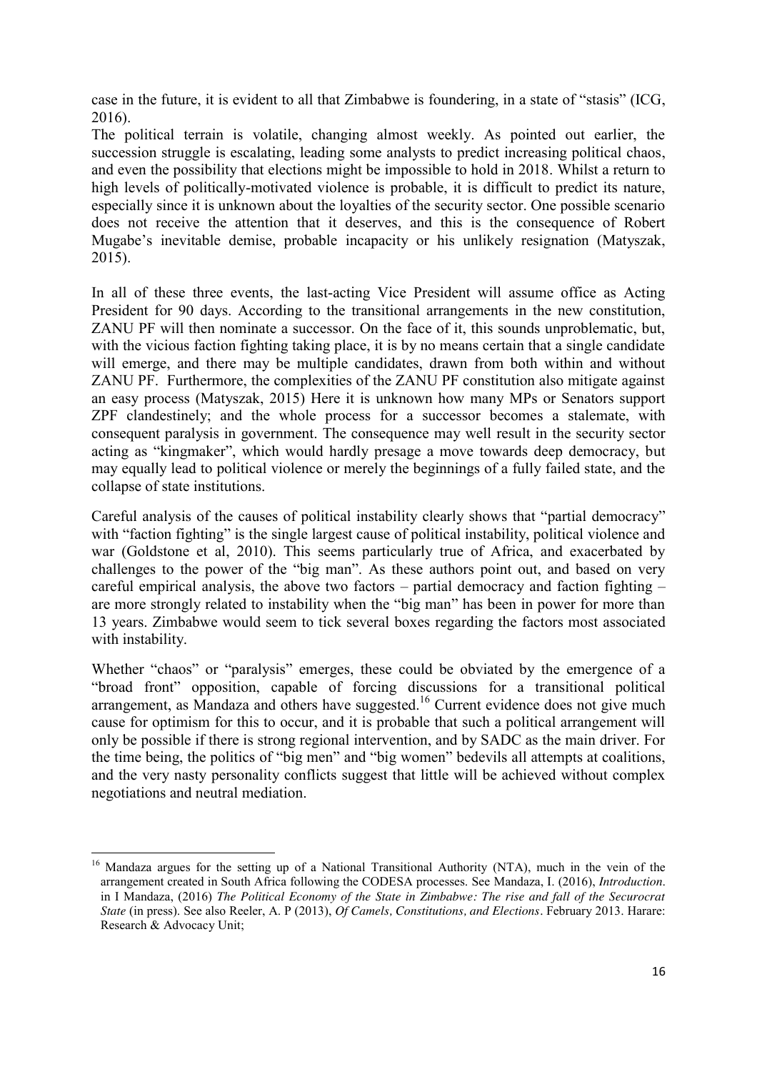case in the future, it is evident to all that Zimbabwe is foundering, in a state of "stasis" (ICG, 2016).

The political terrain is volatile, changing almost weekly. As pointed out earlier, the succession struggle is escalating, leading some analysts to predict increasing political chaos, and even the possibility that elections might be impossible to hold in 2018. Whilst a return to high levels of politically-motivated violence is probable, it is difficult to predict its nature, especially since it is unknown about the loyalties of the security sector. One possible scenario does not receive the attention that it deserves, and this is the consequence of Robert Mugabe's inevitable demise, probable incapacity or his unlikely resignation (Matyszak, 2015).

In all of these three events, the last-acting Vice President will assume office as Acting President for 90 days. According to the transitional arrangements in the new constitution, ZANU PF will then nominate a successor. On the face of it, this sounds unproblematic, but, with the vicious faction fighting taking place, it is by no means certain that a single candidate will emerge, and there may be multiple candidates, drawn from both within and without ZANU PF. Furthermore, the complexities of the ZANU PF constitution also mitigate against an easy process (Matyszak, 2015) Here it is unknown how many MPs or Senators support ZPF clandestinely; and the whole process for a successor becomes a stalemate, with consequent paralysis in government. The consequence may well result in the security sector acting as "kingmaker", which would hardly presage a move towards deep democracy, but may equally lead to political violence or merely the beginnings of a fully failed state, and the collapse of state institutions.

Careful analysis of the causes of political instability clearly shows that "partial democracy" with "faction fighting" is the single largest cause of political instability, political violence and war (Goldstone et al, 2010). This seems particularly true of Africa, and exacerbated by challenges to the power of the "big man". As these authors point out, and based on very careful empirical analysis, the above two factors – partial democracy and faction fighting – are more strongly related to instability when the "big man" has been in power for more than 13 years. Zimbabwe would seem to tick several boxes regarding the factors most associated with instability.

Whether "chaos" or "paralysis" emerges, these could be obviated by the emergence of a "broad front" opposition, capable of forcing discussions for a transitional political arrangement, as Mandaza and others have suggested.[16] Current evidence does not give much cause for optimism for this to occur, and it is probable that such a political arrangement will only be possible if there is strong regional intervention, and by SADC as the main driver. For the time being, the politics of "big men" and "big women" bedevils all attempts at coalitions, and the very nasty personality conflicts suggest that little will be achieved without complex negotiations and neutral mediation.

---

[16] Mandaza argues for the setting up of a National Transitional Authority (NTA), much in the vein of the arrangement created in South Africa following the CODESA processes. See Mandaza, I. (2016), *Introduction*. in I Mandaza, (2016) *The Political Economy of the State in Zimbabwe: The rise and fall of the Securocrat State* (in press). See also Reeler, A. P (2013), *Of Camels, Constitutions, and Elections*. February 2013. Harare: Research & Advocacy Unit;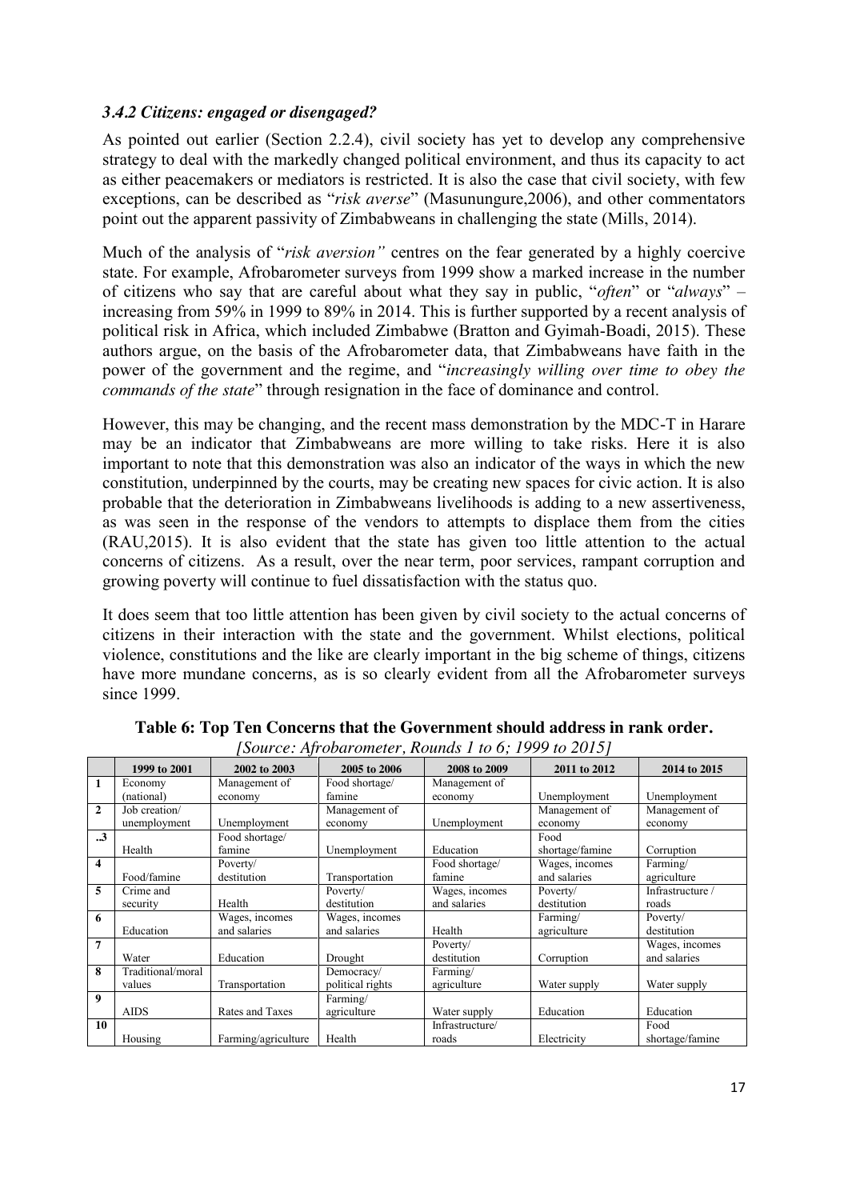### *3.4.2 Citizens: engaged or disengaged?*

As pointed out earlier (Section 2.2.4), civil society has yet to develop any comprehensive strategy to deal with the markedly changed political environment, and thus its capacity to act as either peacemakers or mediators is restricted. It is also the case that civil society, with few exceptions, can be described as "*risk averse*" (Masunungure,2006), and other commentators point out the apparent passivity of Zimbabweans in challenging the state (Mills, 2014).

Much of the analysis of "*risk aversion"* centres on the fear generated by a highly coercive state. For example, Afrobarometer surveys from 1999 show a marked increase in the number of citizens who say that are careful about what they say in public, "*often*" or "*always*" – increasing from 59% in 1999 to 89% in 2014. This is further supported by a recent analysis of political risk in Africa, which included Zimbabwe (Bratton and Gyimah-Boadi, 2015). These authors argue, on the basis of the Afrobarometer data, that Zimbabweans have faith in the power of the government and the regime, and "*increasingly willing over time to obey the commands of the state*" through resignation in the face of dominance and control.

However, this may be changing, and the recent mass demonstration by the MDC-T in Harare may be an indicator that Zimbabweans are more willing to take risks. Here it is also important to note that this demonstration was also an indicator of the ways in which the new constitution, underpinned by the courts, may be creating new spaces for civic action. It is also probable that the deterioration in Zimbabweans livelihoods is adding to a new assertiveness, as was seen in the response of the vendors to attempts to displace them from the cities (RAU,2015). It is also evident that the state has given too little attention to the actual concerns of citizens. As a result, over the near term, poor services, rampant corruption and growing poverty will continue to fuel dissatisfaction with the status quo.

It does seem that too little attention has been given by civil society to the actual concerns of citizens in their interaction with the state and the government. Whilst elections, political violence, constitutions and the like are clearly important in the big scheme of things, citizens have more mundane concerns, as is so clearly evident from all the Afrobarometer surveys since 1999.

**Table 6: Top Ten Concerns that the Government should address in rank order.**
*[Source: Afrobarometer, Rounds 1 to 6; 1999 to 2015]*

| | 1999 to 2001 | 2002 to 2003 | 2005 to 2006 | 2008 to 2009 | 2011 to 2012 | 2014 to 2015 |
|---|---|---|---|---|---|---|
| 1 | Economy (national) | Management of economy | Food shortage/ famine | Management of economy | Unemployment | Unemployment |
| 2 | Job creation/ unemployment | Unemployment | Management of economy | Unemployment | Management of economy | Management of economy |
| ..3 | Health | Food shortage/ famine | Unemployment | Education | Food shortage/famine | Corruption |
| 4 | Food/famine | Poverty/ destitution | Transportation | Food shortage/ famine | Wages, incomes and salaries | Farming/ agriculture |
| 5 | Crime and security | Health | Poverty/ destitution | Wages, incomes and salaries | Poverty/ destitution | Infrastructure / roads |
| 6 | Education | Wages, incomes and salaries | Wages, incomes and salaries | Health | Farming/ agriculture | Poverty/ destitution |
| 7 | Water | Education | Drought | Poverty/ destitution | Corruption | Wages, incomes and salaries |
| 8 | Traditional/moral values | Transportation | Democracy/ political rights | Farming/ agriculture | Water supply | Water supply |
| 9 | AIDS | Rates and Taxes | Farming/ agriculture | Water supply | Education | Education |
| 10 | Housing | Farming/agriculture | Health | Infrastructure/ roads | Electricity | Food shortage/famine |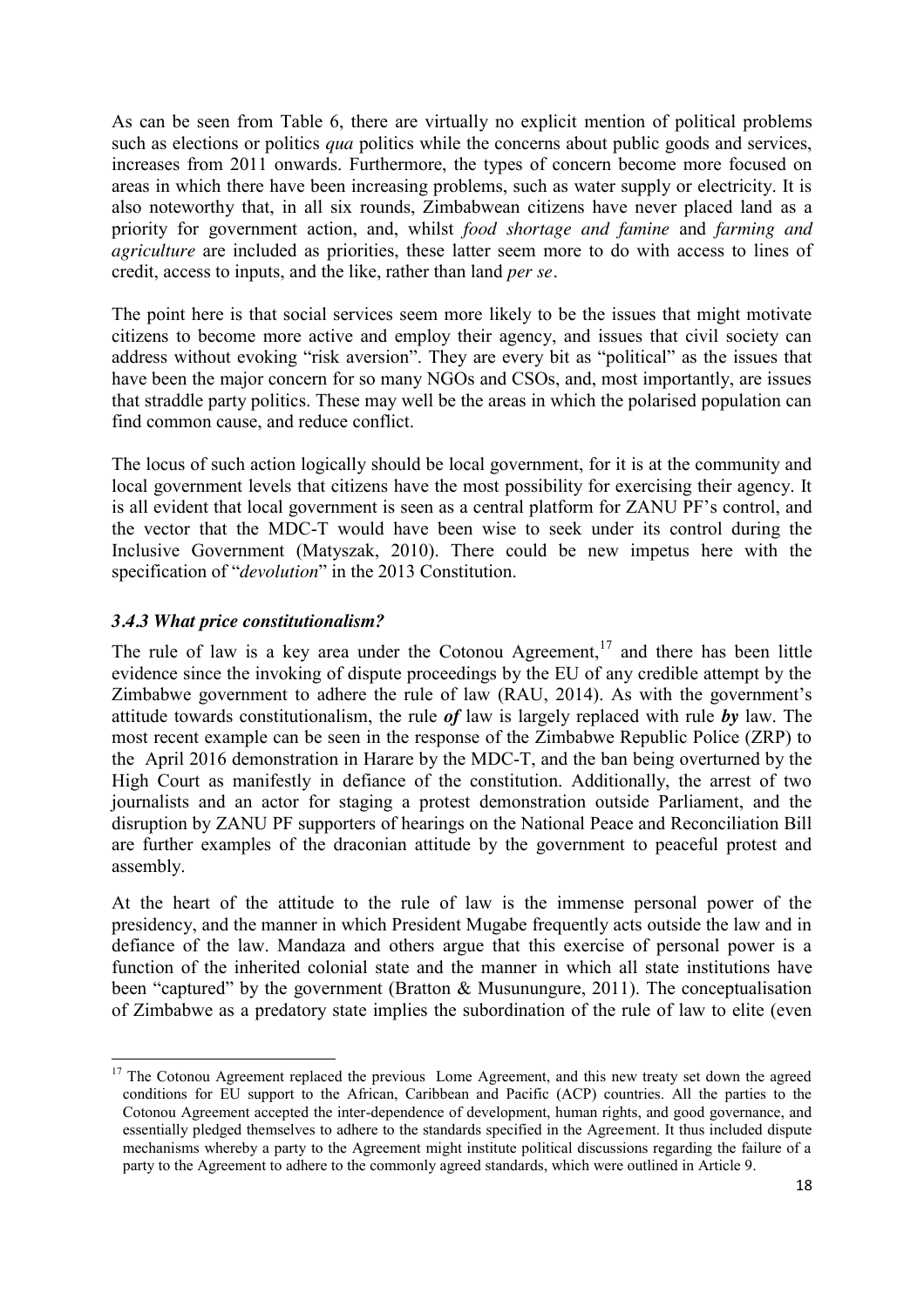As can be seen from Table 6, there are virtually no explicit mention of political problems such as elections or politics *qua* politics while the concerns about public goods and services, increases from 2011 onwards. Furthermore, the types of concern become more focused on areas in which there have been increasing problems, such as water supply or electricity. It is also noteworthy that, in all six rounds, Zimbabwean citizens have never placed land as a priority for government action, and, whilst *food shortage and famine* and *farming and agriculture* are included as priorities, these latter seem more to do with access to lines of credit, access to inputs, and the like, rather than land *per se*.

The point here is that social services seem more likely to be the issues that might motivate citizens to become more active and employ their agency, and issues that civil society can address without evoking "risk aversion". They are every bit as "political" as the issues that have been the major concern for so many NGOs and CSOs, and, most importantly, are issues that straddle party politics. These may well be the areas in which the polarised population can find common cause, and reduce conflict.

The locus of such action logically should be local government, for it is at the community and local government levels that citizens have the most possibility for exercising their agency. It is all evident that local government is seen as a central platform for ZANU PF's control, and the vector that the MDC-T would have been wise to seek under its control during the Inclusive Government (Matyszak, 2010). There could be new impetus here with the specification of "*devolution*" in the 2013 Constitution.

### *3.4.3 What price constitutionalism?*

The rule of law is a key area under the Cotonou Agreement,[17] and there has been little evidence since the invoking of dispute proceedings by the EU of any credible attempt by the Zimbabwe government to adhere the rule of law (RAU, 2014). As with the government's attitude towards constitutionalism, the rule ***of*** law is largely replaced with rule ***by*** law. The most recent example can be seen in the response of the Zimbabwe Republic Police (ZRP) to the April 2016 demonstration in Harare by the MDC-T, and the ban being overturned by the High Court as manifestly in defiance of the constitution. Additionally, the arrest of two journalists and an actor for staging a protest demonstration outside Parliament, and the disruption by ZANU PF supporters of hearings on the National Peace and Reconciliation Bill are further examples of the draconian attitude by the government to peaceful protest and assembly.

At the heart of the attitude to the rule of law is the immense personal power of the presidency, and the manner in which President Mugabe frequently acts outside the law and in defiance of the law. Mandaza and others argue that this exercise of personal power is a function of the inherited colonial state and the manner in which all state institutions have been "captured" by the government (Bratton & Musunungure, 2011). The conceptualisation of Zimbabwe as a predatory state implies the subordination of the rule of law to elite (even

---

[17] The Cotonou Agreement replaced the previous Lome Agreement, and this new treaty set down the agreed conditions for EU support to the African, Caribbean and Pacific (ACP) countries. All the parties to the Cotonou Agreement accepted the inter-dependence of development, human rights, and good governance, and essentially pledged themselves to adhere to the standards specified in the Agreement. It thus included dispute mechanisms whereby a party to the Agreement might institute political discussions regarding the failure of a party to the Agreement to adhere to the commonly agreed standards, which were outlined in Article 9.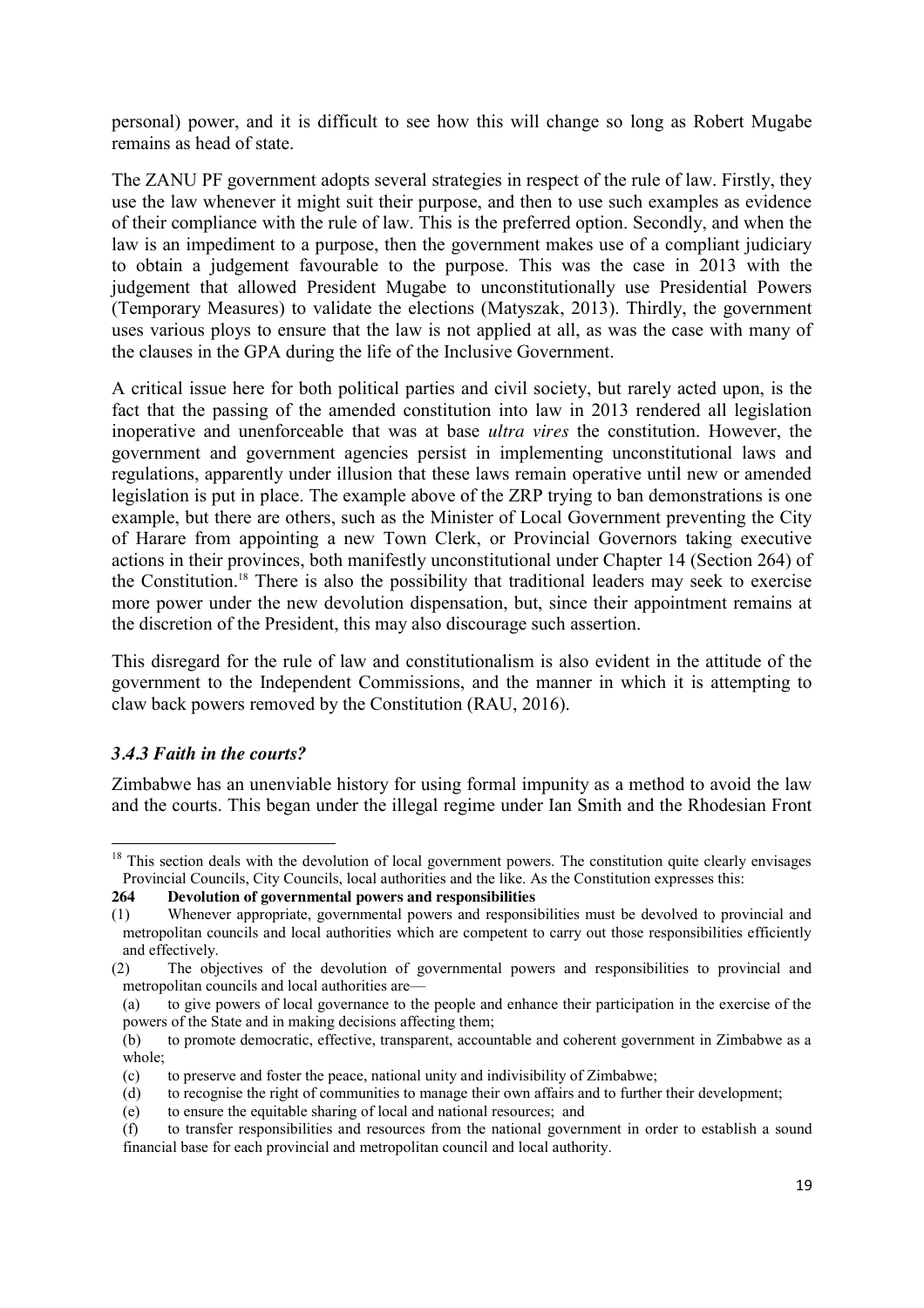personal) power, and it is difficult to see how this will change so long as Robert Mugabe remains as head of state.

The ZANU PF government adopts several strategies in respect of the rule of law. Firstly, they use the law whenever it might suit their purpose, and then to use such examples as evidence of their compliance with the rule of law. This is the preferred option. Secondly, and when the law is an impediment to a purpose, then the government makes use of a compliant judiciary to obtain a judgement favourable to the purpose. This was the case in 2013 with the judgement that allowed President Mugabe to unconstitutionally use Presidential Powers (Temporary Measures) to validate the elections (Matyszak, 2013). Thirdly, the government uses various ploys to ensure that the law is not applied at all, as was the case with many of the clauses in the GPA during the life of the Inclusive Government.

A critical issue here for both political parties and civil society, but rarely acted upon, is the fact that the passing of the amended constitution into law in 2013 rendered all legislation inoperative and unenforceable that was at base *ultra vires* the constitution. However, the government and government agencies persist in implementing unconstitutional laws and regulations, apparently under illusion that these laws remain operative until new or amended legislation is put in place. The example above of the ZRP trying to ban demonstrations is one example, but there are others, such as the Minister of Local Government preventing the City of Harare from appointing a new Town Clerk, or Provincial Governors taking executive actions in their provinces, both manifestly unconstitutional under Chapter 14 (Section 264) of the Constitution.[18] There is also the possibility that traditional leaders may seek to exercise more power under the new devolution dispensation, but, since their appointment remains at the discretion of the President, this may also discourage such assertion.

This disregard for the rule of law and constitutionalism is also evident in the attitude of the government to the Independent Commissions, and the manner in which it is attempting to claw back powers removed by the Constitution (RAU, 2016).

### *3.4.3 Faith in the courts?*

Zimbabwe has an unenviable history for using formal impunity as a method to avoid the law and the courts. This began under the illegal regime under Ian Smith and the Rhodesian Front

---

[18] This section deals with the devolution of local government powers. The constitution quite clearly envisages Provincial Councils, City Councils, local authorities and the like. As the Constitution expresses this:

**264 Devolution of governmental powers and responsibilities**

(1) Whenever appropriate, governmental powers and responsibilities must be devolved to provincial and metropolitan councils and local authorities which are competent to carry out those responsibilities efficiently and effectively.

(2) The objectives of the devolution of governmental powers and responsibilities to provincial and metropolitan councils and local authorities are—

(a) to give powers of local governance to the people and enhance their participation in the exercise of the powers of the State and in making decisions affecting them;

(b) to promote democratic, effective, transparent, accountable and coherent government in Zimbabwe as a whole;

(c) to preserve and foster the peace, national unity and indivisibility of Zimbabwe;

(d) to recognise the right of communities to manage their own affairs and to further their development;

(e) to ensure the equitable sharing of local and national resources; and

(f) to transfer responsibilities and resources from the national government in order to establish a sound financial base for each provincial and metropolitan council and local authority.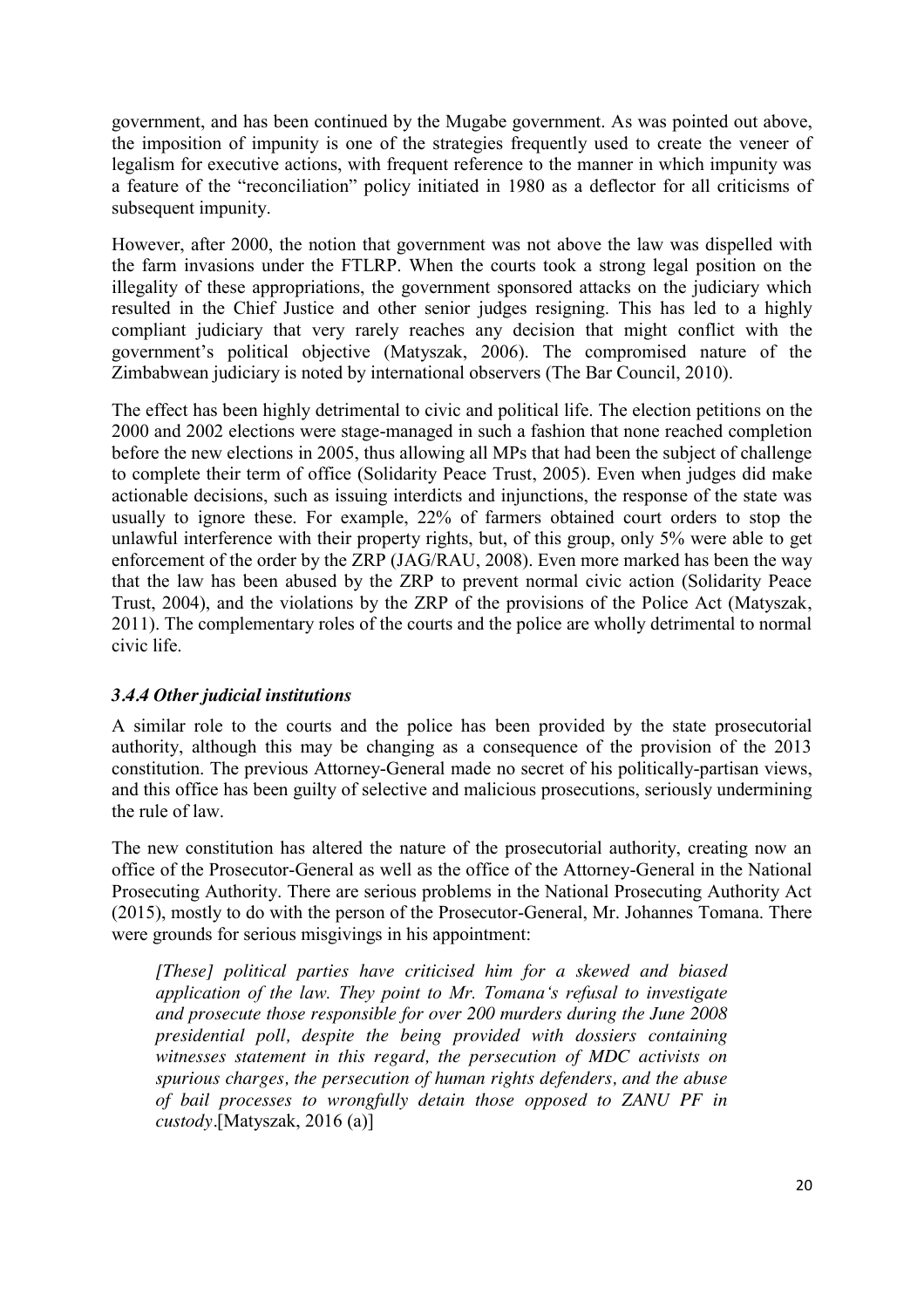government, and has been continued by the Mugabe government. As was pointed out above, the imposition of impunity is one of the strategies frequently used to create the veneer of legalism for executive actions, with frequent reference to the manner in which impunity was a feature of the "reconciliation" policy initiated in 1980 as a deflector for all criticisms of subsequent impunity.

However, after 2000, the notion that government was not above the law was dispelled with the farm invasions under the FTLRP. When the courts took a strong legal position on the illegality of these appropriations, the government sponsored attacks on the judiciary which resulted in the Chief Justice and other senior judges resigning. This has led to a highly compliant judiciary that very rarely reaches any decision that might conflict with the government's political objective (Matyszak, 2006). The compromised nature of the Zimbabwean judiciary is noted by international observers (The Bar Council, 2010).

The effect has been highly detrimental to civic and political life. The election petitions on the 2000 and 2002 elections were stage-managed in such a fashion that none reached completion before the new elections in 2005, thus allowing all MPs that had been the subject of challenge to complete their term of office (Solidarity Peace Trust, 2005). Even when judges did make actionable decisions, such as issuing interdicts and injunctions, the response of the state was usually to ignore these. For example, 22% of farmers obtained court orders to stop the unlawful interference with their property rights, but, of this group, only 5% were able to get enforcement of the order by the ZRP (JAG/RAU, 2008). Even more marked has been the way that the law has been abused by the ZRP to prevent normal civic action (Solidarity Peace Trust, 2004), and the violations by the ZRP of the provisions of the Police Act (Matyszak, 2011). The complementary roles of the courts and the police are wholly detrimental to normal civic life.

### *3.4.4 Other judicial institutions*

A similar role to the courts and the police has been provided by the state prosecutorial authority, although this may be changing as a consequence of the provision of the 2013 constitution. The previous Attorney-General made no secret of his politically-partisan views, and this office has been guilty of selective and malicious prosecutions, seriously undermining the rule of law.

The new constitution has altered the nature of the prosecutorial authority, creating now an office of the Prosecutor-General as well as the office of the Attorney-General in the National Prosecuting Authority. There are serious problems in the National Prosecuting Authority Act (2015), mostly to do with the person of the Prosecutor-General, Mr. Johannes Tomana. There were grounds for serious misgivings in his appointment:

> *[These] political parties have criticised him for a skewed and biased application of the law. They point to Mr. Tomana's refusal to investigate and prosecute those responsible for over 200 murders during the June 2008 presidential poll, despite the being provided with dossiers containing witnesses statement in this regard, the persecution of MDC activists on spurious charges, the persecution of human rights defenders, and the abuse of bail processes to wrongfully detain those opposed to ZANU PF in custody*.[Matyszak, 2016 (a)]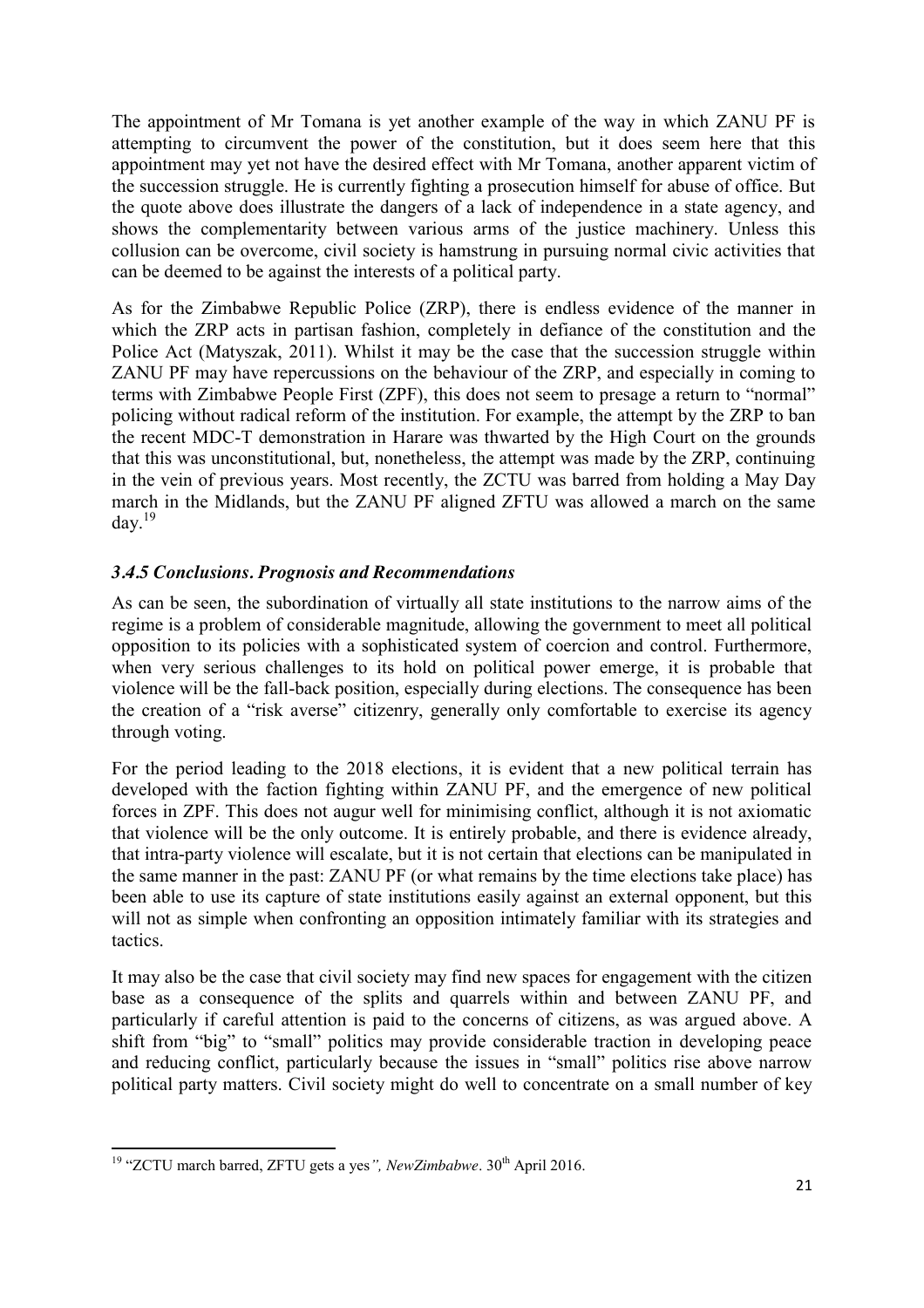The appointment of Mr Tomana is yet another example of the way in which ZANU PF is attempting to circumvent the power of the constitution, but it does seem here that this appointment may yet not have the desired effect with Mr Tomana, another apparent victim of the succession struggle. He is currently fighting a prosecution himself for abuse of office. But the quote above does illustrate the dangers of a lack of independence in a state agency, and shows the complementarity between various arms of the justice machinery. Unless this collusion can be overcome, civil society is hamstrung in pursuing normal civic activities that can be deemed to be against the interests of a political party.

As for the Zimbabwe Republic Police (ZRP), there is endless evidence of the manner in which the ZRP acts in partisan fashion, completely in defiance of the constitution and the Police Act (Matyszak, 2011). Whilst it may be the case that the succession struggle within ZANU PF may have repercussions on the behaviour of the ZRP, and especially in coming to terms with Zimbabwe People First (ZPF), this does not seem to presage a return to "normal" policing without radical reform of the institution. For example, the attempt by the ZRP to ban the recent MDC-T demonstration in Harare was thwarted by the High Court on the grounds that this was unconstitutional, but, nonetheless, the attempt was made by the ZRP, continuing in the vein of previous years. Most recently, the ZCTU was barred from holding a May Day march in the Midlands, but the ZANU PF aligned ZFTU was allowed a march on the same day.[19]

### *3.4.5 Conclusions. Prognosis and Recommendations*

As can be seen, the subordination of virtually all state institutions to the narrow aims of the regime is a problem of considerable magnitude, allowing the government to meet all political opposition to its policies with a sophisticated system of coercion and control. Furthermore, when very serious challenges to its hold on political power emerge, it is probable that violence will be the fall-back position, especially during elections. The consequence has been the creation of a "risk averse" citizenry, generally only comfortable to exercise its agency through voting.

For the period leading to the 2018 elections, it is evident that a new political terrain has developed with the faction fighting within ZANU PF, and the emergence of new political forces in ZPF. This does not augur well for minimising conflict, although it is not axiomatic that violence will be the only outcome. It is entirely probable, and there is evidence already, that intra-party violence will escalate, but it is not certain that elections can be manipulated in the same manner in the past: ZANU PF (or what remains by the time elections take place) has been able to use its capture of state institutions easily against an external opponent, but this will not as simple when confronting an opposition intimately familiar with its strategies and tactics.

It may also be the case that civil society may find new spaces for engagement with the citizen base as a consequence of the splits and quarrels within and between ZANU PF, and particularly if careful attention is paid to the concerns of citizens, as was argued above. A shift from "big" to "small" politics may provide considerable traction in developing peace and reducing conflict, particularly because the issues in "small" politics rise above narrow political party matters. Civil society might do well to concentrate on a small number of key

---

[19] "ZCTU march barred, ZFTU gets a yes*", NewZimbabwe*. 30th April 2016.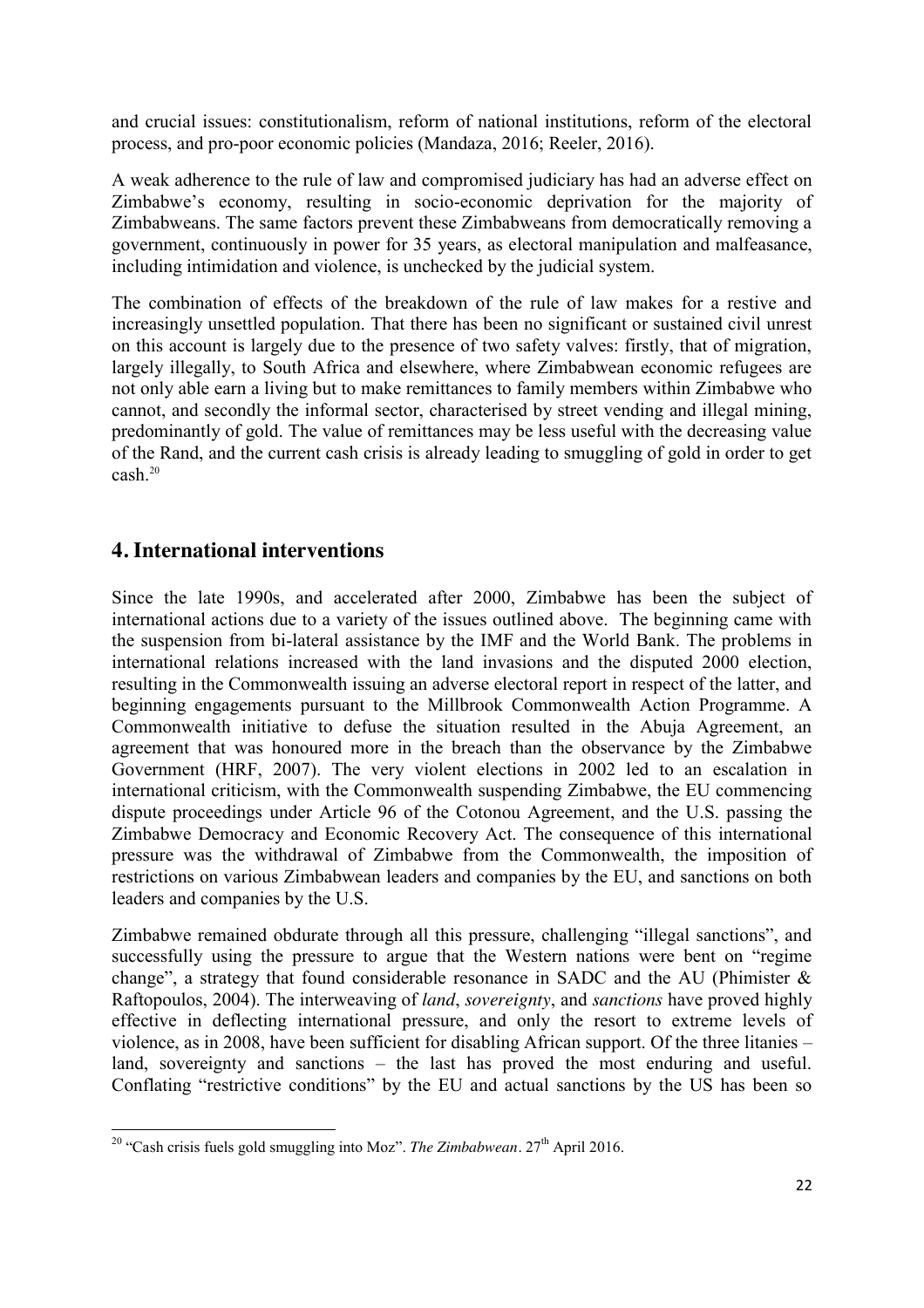and crucial issues: constitutionalism, reform of national institutions, reform of the electoral process, and pro-poor economic policies (Mandaza, 2016; Reeler, 2016).

A weak adherence to the rule of law and compromised judiciary has had an adverse effect on Zimbabwe's economy, resulting in socio-economic deprivation for the majority of Zimbabweans. The same factors prevent these Zimbabweans from democratically removing a government, continuously in power for 35 years, as electoral manipulation and malfeasance, including intimidation and violence, is unchecked by the judicial system.

The combination of effects of the breakdown of the rule of law makes for a restive and increasingly unsettled population. That there has been no significant or sustained civil unrest on this account is largely due to the presence of two safety valves: firstly, that of migration, largely illegally, to South Africa and elsewhere, where Zimbabwean economic refugees are not only able earn a living but to make remittances to family members within Zimbabwe who cannot, and secondly the informal sector, characterised by street vending and illegal mining, predominantly of gold. The value of remittances may be less useful with the decreasing value of the Rand, and the current cash crisis is already leading to smuggling of gold in order to get cash.[20]

## 4. International interventions

Since the late 1990s, and accelerated after 2000, Zimbabwe has been the subject of international actions due to a variety of the issues outlined above. The beginning came with the suspension from bi-lateral assistance by the IMF and the World Bank. The problems in international relations increased with the land invasions and the disputed 2000 election, resulting in the Commonwealth issuing an adverse electoral report in respect of the latter, and beginning engagements pursuant to the Millbrook Commonwealth Action Programme. A Commonwealth initiative to defuse the situation resulted in the Abuja Agreement, an agreement that was honoured more in the breach than the observance by the Zimbabwe Government (HRF, 2007). The very violent elections in 2002 led to an escalation in international criticism, with the Commonwealth suspending Zimbabwe, the EU commencing dispute proceedings under Article 96 of the Cotonou Agreement, and the U.S. passing the Zimbabwe Democracy and Economic Recovery Act. The consequence of this international pressure was the withdrawal of Zimbabwe from the Commonwealth, the imposition of restrictions on various Zimbabwean leaders and companies by the EU, and sanctions on both leaders and companies by the U.S.

Zimbabwe remained obdurate through all this pressure, challenging "illegal sanctions", and successfully using the pressure to argue that the Western nations were bent on "regime change", a strategy that found considerable resonance in SADC and the AU (Phimister & Raftopoulos, 2004). The interweaving of *land*, *sovereignty*, and *sanctions* have proved highly effective in deflecting international pressure, and only the resort to extreme levels of violence, as in 2008, have been sufficient for disabling African support. Of the three litanies – land, sovereignty and sanctions – the last has proved the most enduring and useful. Conflating "restrictive conditions" by the EU and actual sanctions by the US has been so

[20] "Cash crisis fuels gold smuggling into Moz". *The Zimbabwean*. 27th April 2016.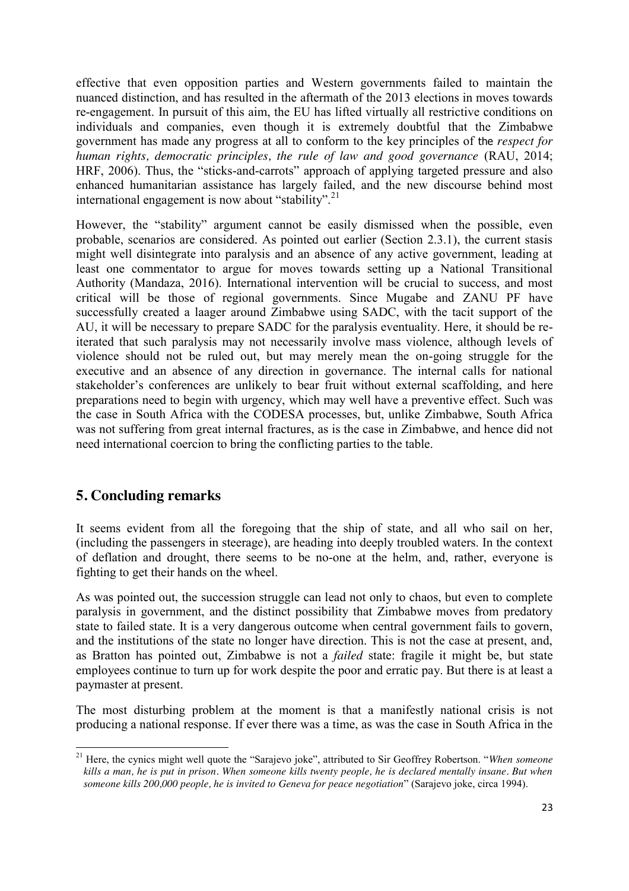effective that even opposition parties and Western governments failed to maintain the nuanced distinction, and has resulted in the aftermath of the 2013 elections in moves towards re-engagement. In pursuit of this aim, the EU has lifted virtually all restrictive conditions on individuals and companies, even though it is extremely doubtful that the Zimbabwe government has made any progress at all to conform to the key principles of the *respect for human rights, democratic principles, the rule of law and good governance* (RAU, 2014; HRF, 2006). Thus, the "sticks-and-carrots" approach of applying targeted pressure and also enhanced humanitarian assistance has largely failed, and the new discourse behind most international engagement is now about "stability".[21]

However, the "stability" argument cannot be easily dismissed when the possible, even probable, scenarios are considered. As pointed out earlier (Section 2.3.1), the current stasis might well disintegrate into paralysis and an absence of any active government, leading at least one commentator to argue for moves towards setting up a National Transitional Authority (Mandaza, 2016). International intervention will be crucial to success, and most critical will be those of regional governments. Since Mugabe and ZANU PF have successfully created a laager around Zimbabwe using SADC, with the tacit support of the AU, it will be necessary to prepare SADC for the paralysis eventuality. Here, it should be re-iterated that such paralysis may not necessarily involve mass violence, although levels of violence should not be ruled out, but may merely mean the on-going struggle for the executive and an absence of any direction in governance. The internal calls for national stakeholder's conferences are unlikely to bear fruit without external scaffolding, and here preparations need to begin with urgency, which may well have a preventive effect. Such was the case in South Africa with the CODESA processes, but, unlike Zimbabwe, South Africa was not suffering from great internal fractures, as is the case in Zimbabwe, and hence did not need international coercion to bring the conflicting parties to the table.

## 5. Concluding remarks

It seems evident from all the foregoing that the ship of state, and all who sail on her, (including the passengers in steerage), are heading into deeply troubled waters. In the context of deflation and drought, there seems to be no-one at the helm, and, rather, everyone is fighting to get their hands on the wheel.

As was pointed out, the succession struggle can lead not only to chaos, but even to complete paralysis in government, and the distinct possibility that Zimbabwe moves from predatory state to failed state. It is a very dangerous outcome when central government fails to govern, and the institutions of the state no longer have direction. This is not the case at present, and, as Bratton has pointed out, Zimbabwe is not a *failed* state: fragile it might be, but state employees continue to turn up for work despite the poor and erratic pay. But there is at least a paymaster at present.

The most disturbing problem at the moment is that a manifestly national crisis is not producing a national response. If ever there was a time, as was the case in South Africa in the

[21] Here, the cynics might well quote the "Sarajevo joke", attributed to Sir Geoffrey Robertson. "*When someone kills a man, he is put in prison. When someone kills twenty people, he is declared mentally insane. But when someone kills 200,000 people, he is invited to Geneva for peace negotiation*" (Sarajevo joke, circa 1994).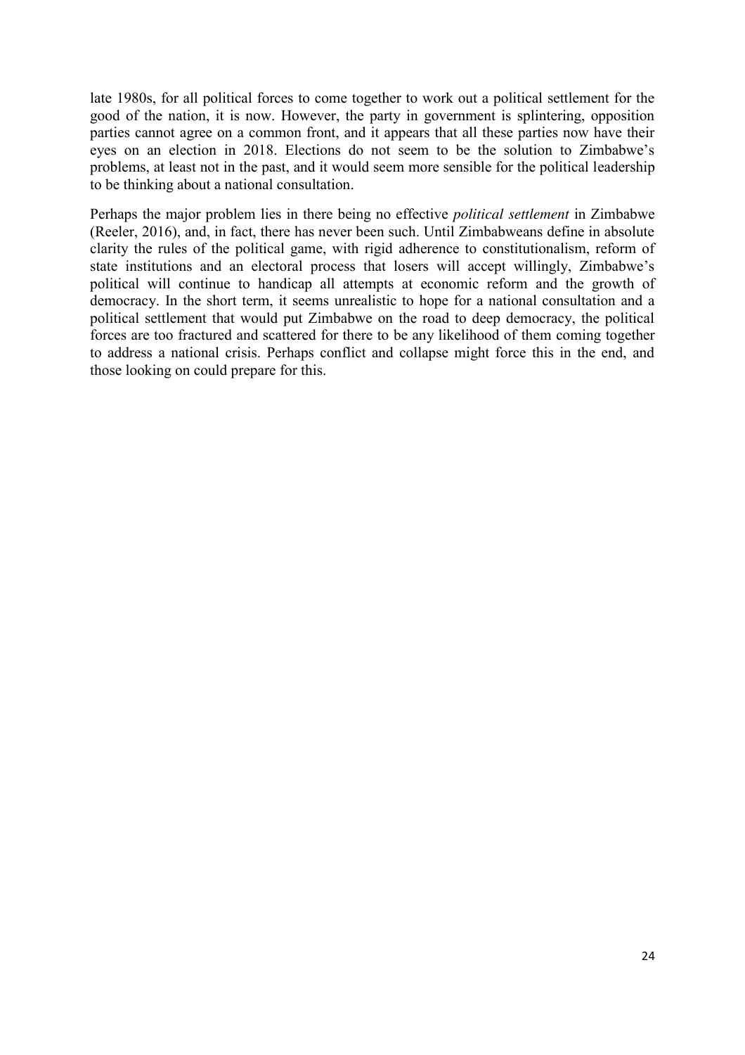late 1980s, for all political forces to come together to work out a political settlement for the good of the nation, it is now. However, the party in government is splintering, opposition parties cannot agree on a common front, and it appears that all these parties now have their eyes on an election in 2018. Elections do not seem to be the solution to Zimbabwe's problems, at least not in the past, and it would seem more sensible for the political leadership to be thinking about a national consultation.

Perhaps the major problem lies in there being no effective *political settlement* in Zimbabwe (Reeler, 2016), and, in fact, there has never been such. Until Zimbabweans define in absolute clarity the rules of the political game, with rigid adherence to constitutionalism, reform of state institutions and an electoral process that losers will accept willingly, Zimbabwe's political will continue to handicap all attempts at economic reform and the growth of democracy. In the short term, it seems unrealistic to hope for a national consultation and a political settlement that would put Zimbabwe on the road to deep democracy, the political forces are too fractured and scattered for there to be any likelihood of them coming together to address a national crisis. Perhaps conflict and collapse might force this in the end, and those looking on could prepare for this.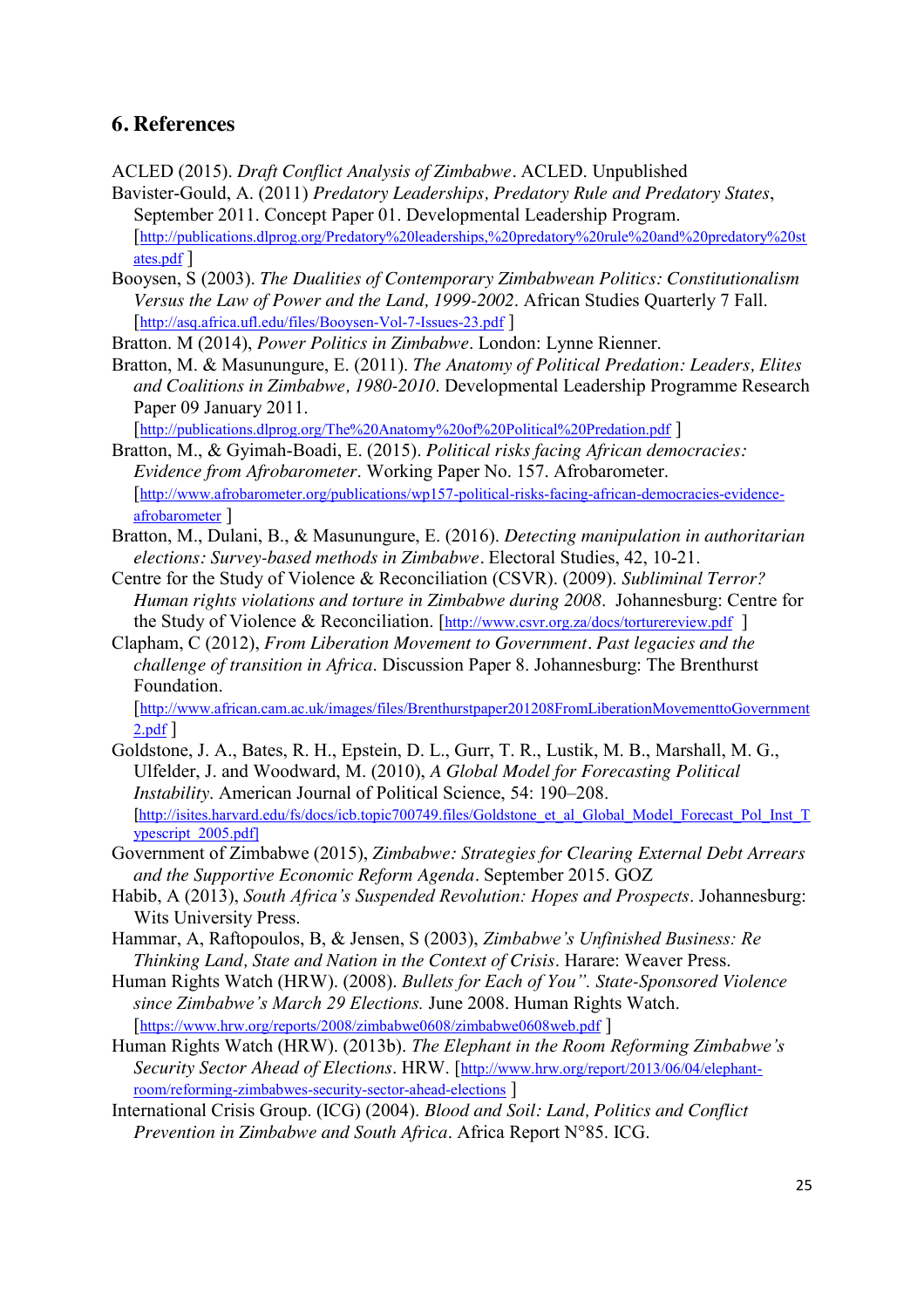## 6. References

ACLED (2015). *Draft Conflict Analysis of Zimbabwe*. ACLED. Unpublished

Bavister-Gould, A. (2011) *Predatory Leaderships, Predatory Rule and Predatory States*, September 2011. Concept Paper 01. Developmental Leadership Program. [http://publications.dlprog.org/Predatory%20leaderships,%20predatory%20rule%20and%20predatory%20states.pdf ]

Booysen, S (2003). *The Dualities of Contemporary Zimbabwean Politics: Constitutionalism Versus the Law of Power and the Land, 1999-2002*. African Studies Quarterly 7 Fall. [http://asq.africa.ufl.edu/files/Booysen-Vol-7-Issues-23.pdf ]

Bratton. M (2014), *Power Politics in Zimbabwe*. London: Lynne Rienner.

Bratton, M. & Masunungure, E. (2011). *The Anatomy of Political Predation: Leaders, Elites and Coalitions in Zimbabwe, 1980-2010*. Developmental Leadership Programme Research Paper 09 January 2011. [http://publications.dlprog.org/The%20Anatomy%20of%20Political%20Predation.pdf ]

Bratton, M., & Gyimah-Boadi, E. (2015). *Political risks facing African democracies: Evidence from Afrobarometer*. Working Paper No. 157. Afrobarometer. [http://www.afrobarometer.org/publications/wp157-political-risks-facing-african-democracies-evidence-afrobarometer ]

Bratton, M., Dulani, B., & Masunungure, E. (2016). *Detecting manipulation in authoritarian elections: Survey-based methods in Zimbabwe*. Electoral Studies, 42, 10-21.

Centre for the Study of Violence & Reconciliation (CSVR). (2009). *Subliminal Terror? Human rights violations and torture in Zimbabwe during 2008*. Johannesburg: Centre for the Study of Violence & Reconciliation. [http://www.csvr.org.za/docs/torturereview.pdf ]

Clapham, C (2012), *From Liberation Movement to Government*. *Past legacies and the challenge of transition in Africa*. Discussion Paper 8. Johannesburg: The Brenthurst Foundation. [http://www.african.cam.ac.uk/images/files/Brenthurstpaper201208FromLiberationMovementtoGovernment2.pdf ]

Goldstone, J. A., Bates, R. H., Epstein, D. L., Gurr, T. R., Lustik, M. B., Marshall, M. G., Ulfelder, J. and Woodward, M. (2010), *A Global Model for Forecasting Political Instability*. American Journal of Political Science, 54: 190–208. [http://isites.harvard.edu/fs/docs/icb.topic700749.files/Goldstone_et_al_Global_Model_Forecast_Pol_Inst_Typescript_2005.pdf]

Government of Zimbabwe (2015), *Zimbabwe: Strategies for Clearing External Debt Arrears and the Supportive Economic Reform Agenda*. September 2015. GOZ

Habib, A (2013), *South Africa's Suspended Revolution: Hopes and Prospects*. Johannesburg: Wits University Press.

Hammar, A, Raftopoulos, B, & Jensen, S (2003), *Zimbabwe's Unfinished Business: Re Thinking Land, State and Nation in the Context of Crisis*. Harare: Weaver Press.

Human Rights Watch (HRW). (2008). *Bullets for Each of You". State-Sponsored Violence since Zimbabwe's March 29 Elections.* June 2008. Human Rights Watch. [https://www.hrw.org/reports/2008/zimbabwe0608/zimbabwe0608web.pdf ]

Human Rights Watch (HRW). (2013b). *The Elephant in the Room Reforming Zimbabwe's Security Sector Ahead of Elections*. HRW. [http://www.hrw.org/report/2013/06/04/elephant-room/reforming-zimbabwes-security-sector-ahead-elections ]

International Crisis Group. (ICG) (2004). *Blood and Soil: Land, Politics and Conflict Prevention in Zimbabwe and South Africa*. Africa Report N°85. ICG.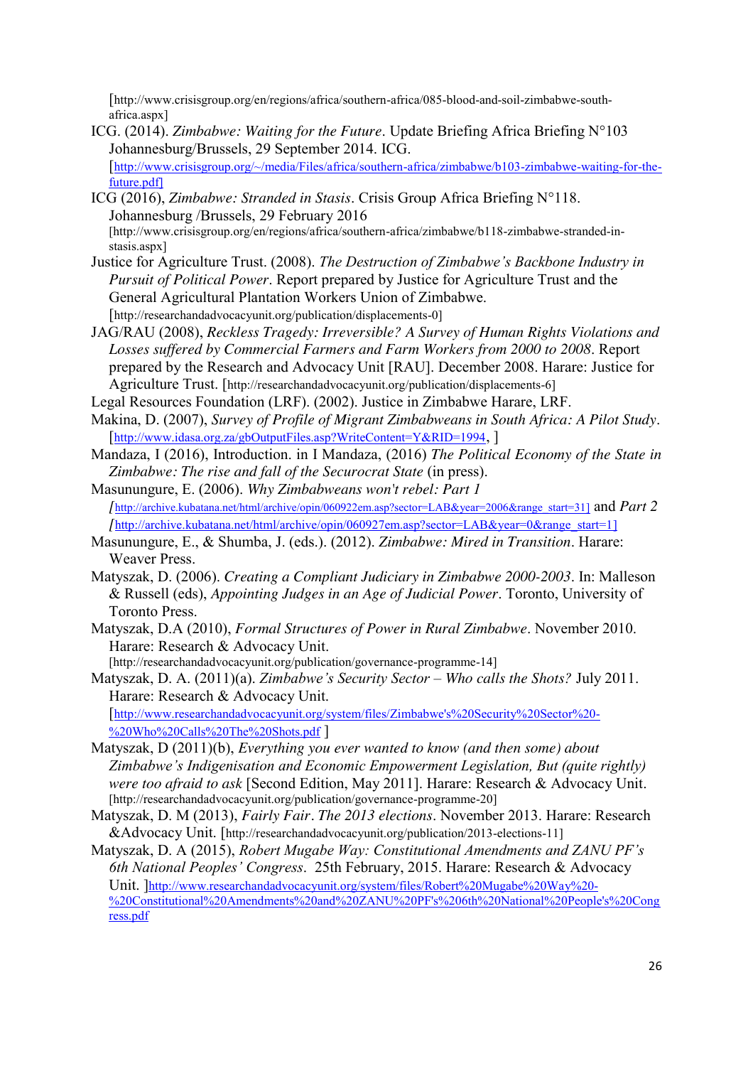[http://www.crisisgroup.org/en/regions/africa/southern-africa/085-blood-and-soil-zimbabwe-south-africa.aspx]

ICG. (2014). *Zimbabwe: Waiting for the Future*. Update Briefing Africa Briefing N°103 Johannesburg/Brussels, 29 September 2014. ICG. [http://www.crisisgroup.org/~/media/Files/africa/southern-africa/zimbabwe/b103-zimbabwe-waiting-for-the-future.pdf]

ICG (2016), *Zimbabwe: Stranded in Stasis*. Crisis Group Africa Briefing N°118. Johannesburg /Brussels, 29 February 2016 [http://www.crisisgroup.org/en/regions/africa/southern-africa/zimbabwe/b118-zimbabwe-stranded-in-stasis.aspx]

Justice for Agriculture Trust. (2008). *The Destruction of Zimbabwe's Backbone Industry in Pursuit of Political Power*. Report prepared by Justice for Agriculture Trust and the General Agricultural Plantation Workers Union of Zimbabwe. [http://researchandadvocacyunit.org/publication/displacements-0]

JAG/RAU (2008), *Reckless Tragedy: Irreversible? A Survey of Human Rights Violations and Losses suffered by Commercial Farmers and Farm Workers from 2000 to 2008*. Report prepared by the Research and Advocacy Unit [RAU]. December 2008. Harare: Justice for Agriculture Trust. [http://researchandadvocacyunit.org/publication/displacements-6]

Legal Resources Foundation (LRF). (2002). Justice in Zimbabwe Harare, LRF.

Makina, D. (2007), *Survey of Profile of Migrant Zimbabweans in South Africa: A Pilot Study*. [http://www.idasa.org.za/gbOutputFiles.asp?WriteContent=Y&RID=1994, ]

Mandaza, I (2016), Introduction. in I Mandaza, (2016) *The Political Economy of the State in Zimbabwe: The rise and fall of the Securocrat State* (in press).

Masunungure, E. (2006). *Why Zimbabweans won't rebel: Part 1* [http://archive.kubatana.net/html/archive/opin/060922em.asp?sector=LAB&year=2006&range_start=31] and *Part 2* [http://archive.kubatana.net/html/archive/opin/060927em.asp?sector=LAB&year=0&range_start=1]

Masunungure, E., & Shumba, J. (eds.). (2012). *Zimbabwe: Mired in Transition*. Harare: Weaver Press.

Matyszak, D. (2006). *Creating a Compliant Judiciary in Zimbabwe 2000-2003*. In: Malleson & Russell (eds), *Appointing Judges in an Age of Judicial Power*. Toronto, University of Toronto Press.

Matyszak, D.A (2010), *Formal Structures of Power in Rural Zimbabwe*. November 2010. Harare: Research & Advocacy Unit. [http://researchandadvocacyunit.org/publication/governance-programme-14]

Matyszak, D. A. (2011)(a). *Zimbabwe's Security Sector – Who calls the Shots?* July 2011. Harare: Research & Advocacy Unit. [http://www.researchandadvocacyunit.org/system/files/Zimbabwe's%20Security%20Sector%20-%20Who%20Calls%20The%20Shots.pdf ]

Matyszak, D (2011)(b), *Everything you ever wanted to know (and then some) about Zimbabwe's Indigenisation and Economic Empowerment Legislation, But (quite rightly) were too afraid to ask* [Second Edition, May 2011]. Harare: Research & Advocacy Unit. [http://researchandadvocacyunit.org/publication/governance-programme-20]

Matyszak, D. M (2013), *Fairly Fair*. *The 2013 elections*. November 2013. Harare: Research &Advocacy Unit. [http://researchandadvocacyunit.org/publication/2013-elections-11]

Matyszak, D. A (2015), *Robert Mugabe Way: Constitutional Amendments and ZANU PF's 6th National Peoples' Congress*. 25th February, 2015. Harare: Research & Advocacy Unit. ]http://www.researchandadvocacyunit.org/system/files/Robert%20Mugabe%20Way%20-%20Constitutional%20Amendments%20and%20ZANU%20PF's%206th%20National%20People's%20Congress.pdf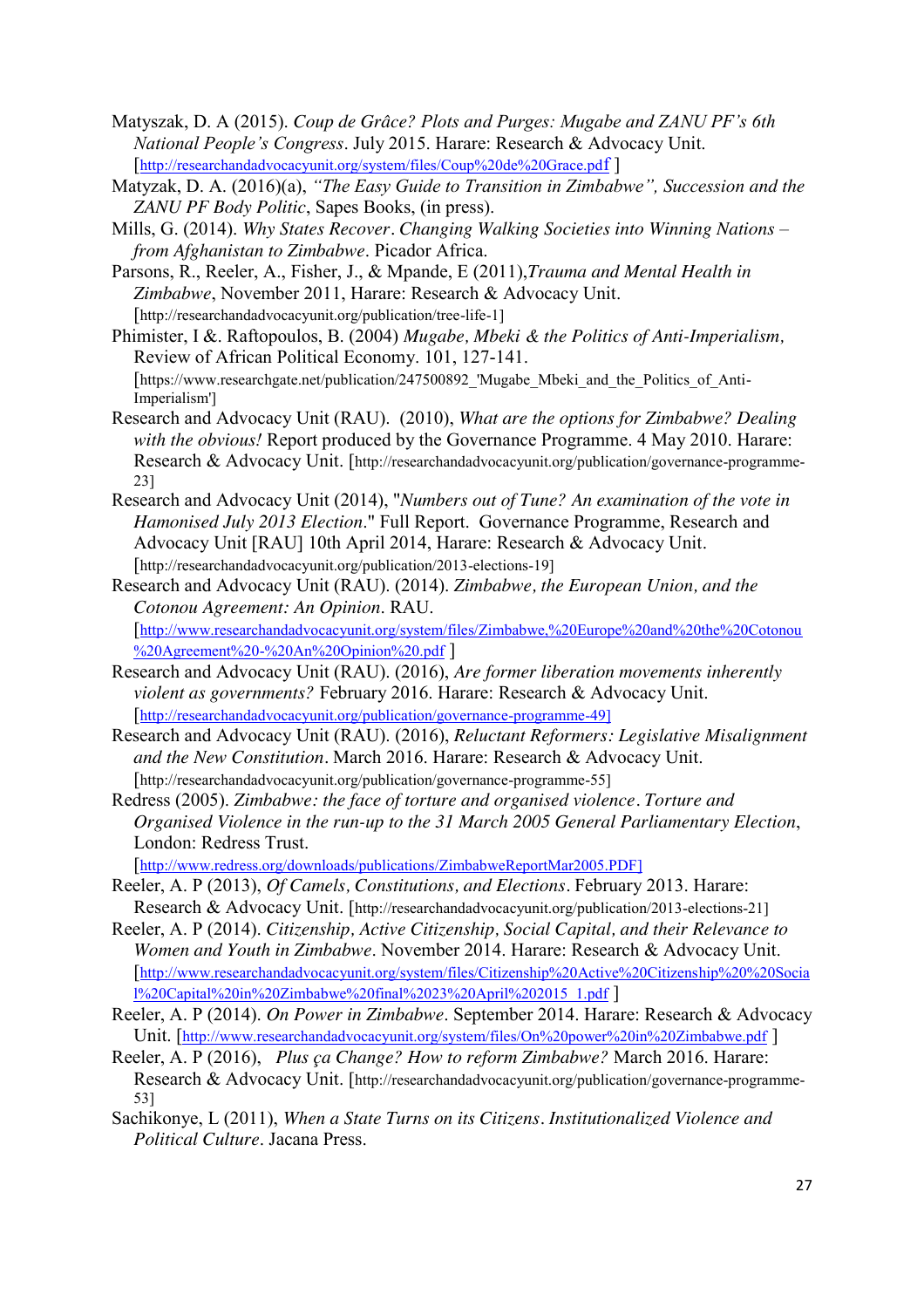Matyszak, D. A (2015). *Coup de Grâce? Plots and Purges: Mugabe and ZANU PF's 6th National People's Congress*. July 2015. Harare: Research & Advocacy Unit. [http://researchandadvocacyunit.org/system/files/Coup%20de%20Grace.pdf ]

Matyzak, D. A. (2016)(a), *"The Easy Guide to Transition in Zimbabwe", Succession and the ZANU PF Body Politic*, Sapes Books, (in press).

Mills, G. (2014). *Why States Recover*. *Changing Walking Societies into Winning Nations – from Afghanistan to Zimbabwe*. Picador Africa.

Parsons, R., Reeler, A., Fisher, J., & Mpande, E (2011),*Trauma and Mental Health in Zimbabwe*, November 2011, Harare: Research & Advocacy Unit. [http://researchandadvocacyunit.org/publication/tree-life-1]

Phimister, I &. Raftopoulos, B. (2004) *Mugabe, Mbeki & the Politics of Anti-Imperialism,* Review of African Political Economy. 101, 127-141. [https://www.researchgate.net/publication/247500892_'Mugabe_Mbeki_and_the_Politics_of_Anti-Imperialism']

Research and Advocacy Unit (RAU). (2010), *What are the options for Zimbabwe? Dealing with the obvious!* Report produced by the Governance Programme. 4 May 2010. Harare: Research & Advocacy Unit. [http://researchandadvocacyunit.org/publication/governance-programme-23]

Research and Advocacy Unit (2014), "*Numbers out of Tune? An examination of the vote in Hamonised July 2013 Election*." Full Report. Governance Programme, Research and Advocacy Unit [RAU] 10th April 2014, Harare: Research & Advocacy Unit. [http://researchandadvocacyunit.org/publication/2013-elections-19]

Research and Advocacy Unit (RAU). (2014). *Zimbabwe, the European Union, and the Cotonou Agreement: An Opinion*. RAU. [http://www.researchandadvocacyunit.org/system/files/Zimbabwe,%20Europe%20and%20the%20Cotonou%20Agreement%20-%20An%20Opinion%20.pdf ]

Research and Advocacy Unit (RAU). (2016), *Are former liberation movements inherently violent as governments?* February 2016. Harare: Research & Advocacy Unit. [http://researchandadvocacyunit.org/publication/governance-programme-49]

Research and Advocacy Unit (RAU). (2016), *Reluctant Reformers: Legislative Misalignment and the New Constitution*. March 2016. Harare: Research & Advocacy Unit. [http://researchandadvocacyunit.org/publication/governance-programme-55]

Redress (2005). *Zimbabwe: the face of torture and organised violence*. *Torture and Organised Violence in the run-up to the 31 March 2005 General Parliamentary Election*, London: Redress Trust. [http://www.redress.org/downloads/publications/ZimbabweReportMar2005.PDF]

Reeler, A. P (2013), *Of Camels, Constitutions, and Elections*. February 2013. Harare: Research & Advocacy Unit. [http://researchandadvocacyunit.org/publication/2013-elections-21]

Reeler, A. P (2014). *Citizenship, Active Citizenship, Social Capital, and their Relevance to Women and Youth in Zimbabwe*. November 2014. Harare: Research & Advocacy Unit. [http://www.researchandadvocacyunit.org/system/files/Citizenship%20Active%20Citizenship%20%20Social%20Capital%20in%20Zimbabwe%20final%2023%20April%202015_1.pdf ]

Reeler, A. P (2014). *On Power in Zimbabwe*. September 2014. Harare: Research & Advocacy Unit. [http://www.researchandadvocacyunit.org/system/files/On%20power%20in%20Zimbabwe.pdf ]

Reeler, A. P (2016), *Plus ça Change? How to reform Zimbabwe?* March 2016. Harare: Research & Advocacy Unit. [http://researchandadvocacyunit.org/publication/governance-programme-53]

Sachikonye, L (2011), *When a State Turns on its Citizens*. *Institutionalized Violence and Political Culture*. Jacana Press.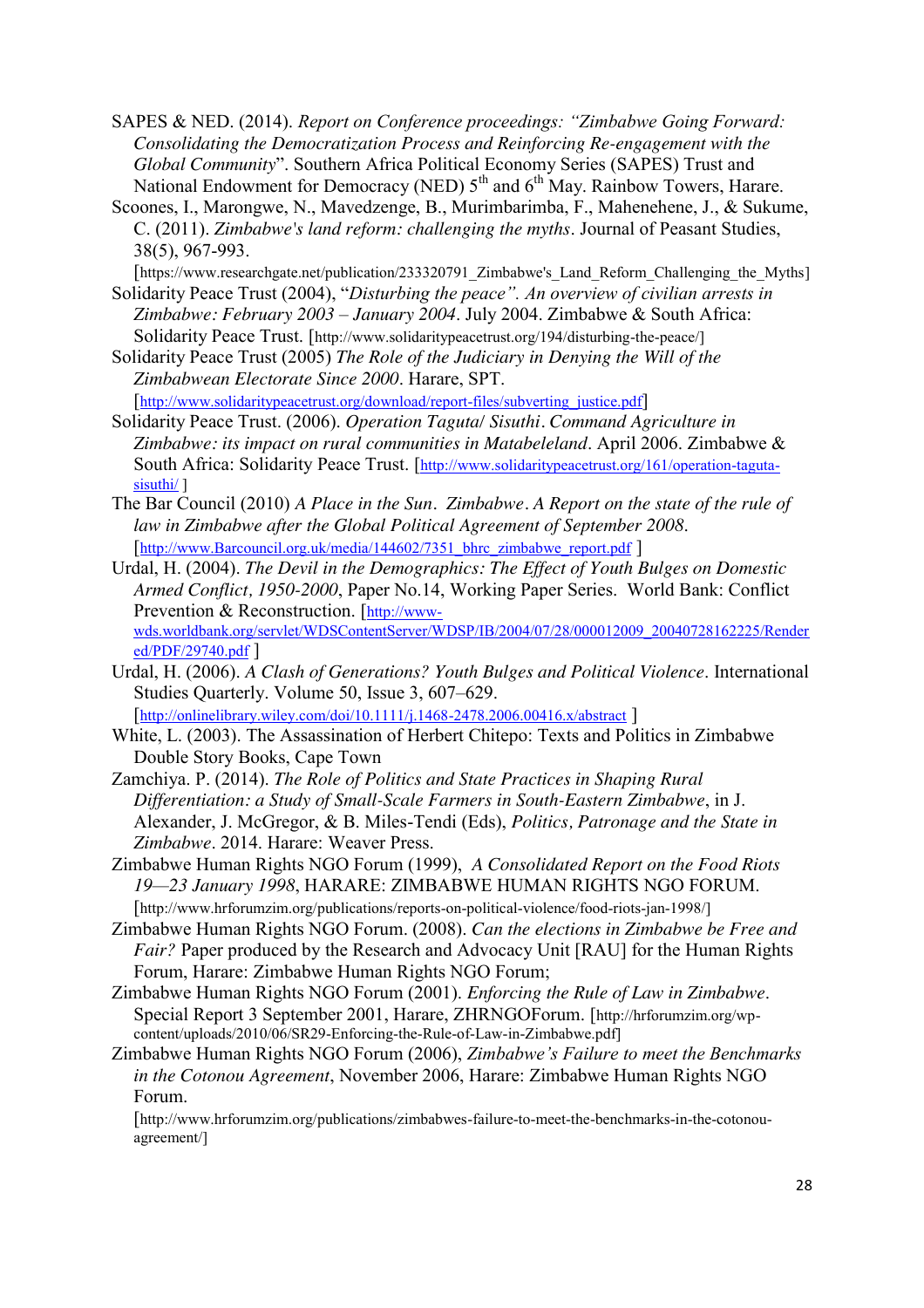SAPES & NED. (2014). *Report on Conference proceedings: "Zimbabwe Going Forward: Consolidating the Democratization Process and Reinforcing Re-engagement with the Global Community*". Southern Africa Political Economy Series (SAPES) Trust and National Endowment for Democracy (NED) 5th and 6th May. Rainbow Towers, Harare.

Scoones, I., Marongwe, N., Mavedzenge, B., Murimbarimba, F., Mahenehene, J., & Sukume, C. (2011). *Zimbabwe's land reform: challenging the myths*. Journal of Peasant Studies, 38(5), 967-993. [https://www.researchgate.net/publication/233320791_Zimbabwe's_Land_Reform_Challenging_the_Myths]

Solidarity Peace Trust (2004), "*Disturbing the peace". An overview of civilian arrests in Zimbabwe: February 2003 – January 2004*. July 2004. Zimbabwe & South Africa: Solidarity Peace Trust. [http://www.solidaritypeacetrust.org/194/disturbing-the-peace/]

Solidarity Peace Trust (2005) *The Role of the Judiciary in Denying the Will of the Zimbabwean Electorate Since 2000*. Harare, SPT. [http://www.solidaritypeacetrust.org/download/report-files/subverting_justice.pdf]

Solidarity Peace Trust. (2006). *Operation Taguta/ Sisuthi*. *Command Agriculture in Zimbabwe: its impact on rural communities in Matabeleland*. April 2006. Zimbabwe & South Africa: Solidarity Peace Trust. [http://www.solidaritypeacetrust.org/161/operation-taguta-sisuthi/ ]

The Bar Council (2010) *A Place in the Sun*. *Zimbabwe*. *A Report on the state of the rule of law in Zimbabwe after the Global Political Agreement of September 2008*. [http://www.Barcouncil.org.uk/media/144602/7351_bhrc_zimbabwe_report.pdf ]

Urdal, H. (2004). *The Devil in the Demographics: The Effect of Youth Bulges on Domestic Armed Conflict, 1950-2000*, Paper No.14, Working Paper Series. World Bank: Conflict Prevention & Reconstruction. [http://www-wds.worldbank.org/servlet/WDSContentServer/WDSP/IB/2004/07/28/000012009_20040728162225/Rendered/PDF/29740.pdf ]

Urdal, H. (2006). *A Clash of Generations? Youth Bulges and Political Violence*. International Studies Quarterly. Volume 50, Issue 3, 607–629. [http://onlinelibrary.wiley.com/doi/10.1111/j.1468-2478.2006.00416.x/abstract ]

White, L. (2003). The Assassination of Herbert Chitepo: Texts and Politics in Zimbabwe Double Story Books, Cape Town

Zamchiya. P. (2014). *The Role of Politics and State Practices in Shaping Rural Differentiation: a Study of Small-Scale Farmers in South-Eastern Zimbabwe*, in J. Alexander, J. McGregor, & B. Miles-Tendi (Eds), *Politics, Patronage and the State in Zimbabwe*. 2014. Harare: Weaver Press.

Zimbabwe Human Rights NGO Forum (1999), *A Consolidated Report on the Food Riots 19—23 January 1998*, HARARE: ZIMBABWE HUMAN RIGHTS NGO FORUM. [http://www.hrforumzim.org/publications/reports-on-political-violence/food-riots-jan-1998/]

Zimbabwe Human Rights NGO Forum. (2008). *Can the elections in Zimbabwe be Free and Fair?* Paper produced by the Research and Advocacy Unit [RAU] for the Human Rights Forum, Harare: Zimbabwe Human Rights NGO Forum;

Zimbabwe Human Rights NGO Forum (2001). *Enforcing the Rule of Law in Zimbabwe*. Special Report 3 September 2001, Harare, ZHRNGOForum. [http://hrforumzim.org/wp-content/uploads/2010/06/SR29-Enforcing-the-Rule-of-Law-in-Zimbabwe.pdf]

Zimbabwe Human Rights NGO Forum (2006), *Zimbabwe's Failure to meet the Benchmarks in the Cotonou Agreement*, November 2006, Harare: Zimbabwe Human Rights NGO Forum. [http://www.hrforumzim.org/publications/zimbabwes-failure-to-meet-the-benchmarks-in-the-cotonou-agreement/]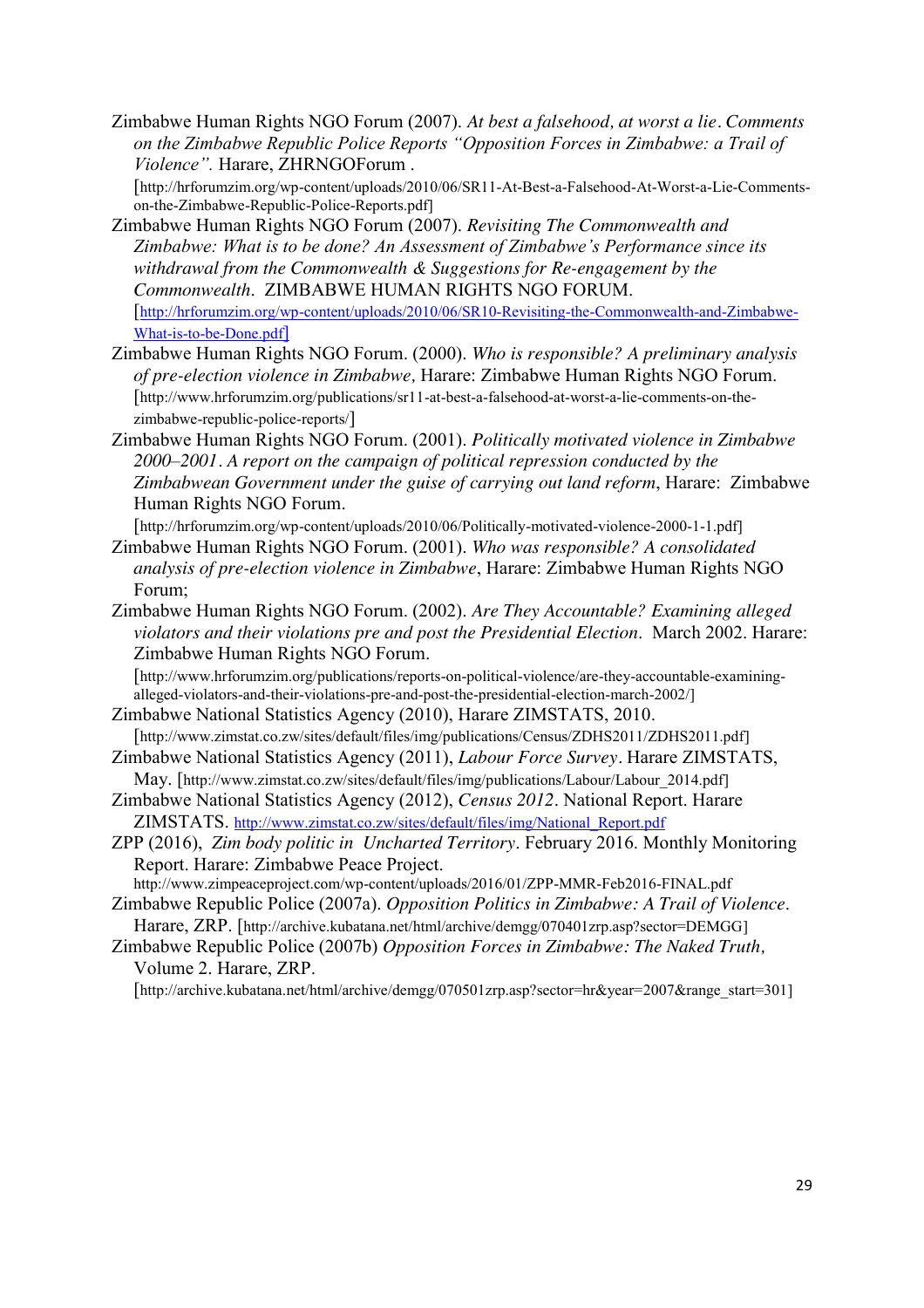Zimbabwe Human Rights NGO Forum (2007). *At best a falsehood, at worst a lie*. *Comments on the Zimbabwe Republic Police Reports "Opposition Forces in Zimbabwe: a Trail of Violence".* Harare, ZHRNGOForum . [http://hrforumzim.org/wp-content/uploads/2010/06/SR11-At-Best-a-Falsehood-At-Worst-a-Lie-Comments-on-the-Zimbabwe-Republic-Police-Reports.pdf]

Zimbabwe Human Rights NGO Forum (2007). *Revisiting The Commonwealth and Zimbabwe: What is to be done? An Assessment of Zimbabwe's Performance since its withdrawal from the Commonwealth & Suggestions for Re-engagement by the Commonwealth*. ZIMBABWE HUMAN RIGHTS NGO FORUM. [http://hrforumzim.org/wp-content/uploads/2010/06/SR10-Revisiting-the-Commonwealth-and-Zimbabwe-What-is-to-be-Done.pdf]

Zimbabwe Human Rights NGO Forum. (2000). *Who is responsible? A preliminary analysis of pre-election violence in Zimbabwe,* Harare: Zimbabwe Human Rights NGO Forum. [http://www.hrforumzim.org/publications/sr11-at-best-a-falsehood-at-worst-a-lie-comments-on-the-zimbabwe-republic-police-reports/]

Zimbabwe Human Rights NGO Forum. (2001). *Politically motivated violence in Zimbabwe 2000–2001*. *A report on the campaign of political repression conducted by the Zimbabwean Government under the guise of carrying out land reform*, Harare: Zimbabwe Human Rights NGO Forum. [http://hrforumzim.org/wp-content/uploads/2010/06/Politically-motivated-violence-2000-1-1.pdf]

Zimbabwe Human Rights NGO Forum. (2001). *Who was responsible? A consolidated analysis of pre-election violence in Zimbabwe*, Harare: Zimbabwe Human Rights NGO Forum;

Zimbabwe Human Rights NGO Forum. (2002). *Are They Accountable? Examining alleged violators and their violations pre and post the Presidential Election*. March 2002. Harare: Zimbabwe Human Rights NGO Forum. [http://www.hrforumzim.org/publications/reports-on-political-violence/are-they-accountable-examining-alleged-violators-and-their-violations-pre-and-post-the-presidential-election-march-2002/]

Zimbabwe National Statistics Agency (2010), Harare ZIMSTATS, 2010. [http://www.zimstat.co.zw/sites/default/files/img/publications/Census/ZDHS2011/ZDHS2011.pdf]

Zimbabwe National Statistics Agency (2011), *Labour Force Survey*. Harare ZIMSTATS, May. [http://www.zimstat.co.zw/sites/default/files/img/publications/Labour/Labour_2014.pdf]

Zimbabwe National Statistics Agency (2012), *Census 2012*. National Report. Harare ZIMSTATS. http://www.zimstat.co.zw/sites/default/files/img/National_Report.pdf

ZPP (2016), *Zim body politic in Uncharted Territory*. February 2016. Monthly Monitoring Report. Harare: Zimbabwe Peace Project. http://www.zimpeaceproject.com/wp-content/uploads/2016/01/ZPP-MMR-Feb2016-FINAL.pdf

Zimbabwe Republic Police (2007a). *Opposition Politics in Zimbabwe: A Trail of Violence*. Harare, ZRP. [http://archive.kubatana.net/html/archive/demgg/070401zrp.asp?sector=DEMGG]

Zimbabwe Republic Police (2007b) *Opposition Forces in Zimbabwe: The Naked Truth*, Volume 2. Harare, ZRP. [http://archive.kubatana.net/html/archive/demgg/070501zrp.asp?sector=hr&year=2007&range_start=301]